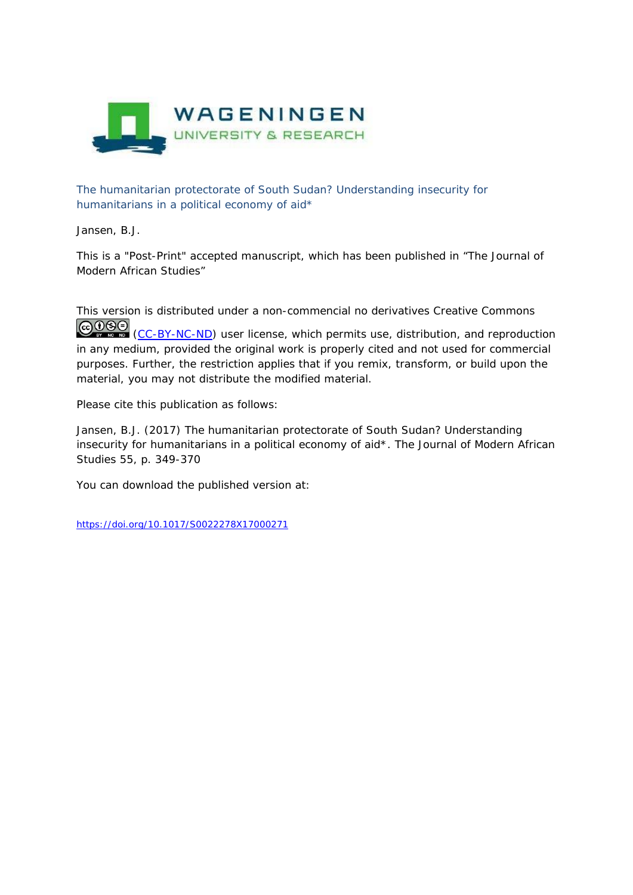WAGENINGEN UNIVERSITY & RESEARCH

# The humanitarian protectorate of South Sudan? Understanding insecurity for humanitarians in a political economy of aid*

Jansen, B.J.

This is a "Post-Print" accepted manuscript, which has been published in "The Journal of Modern African Studies"

This version is distributed under a non-commencial no derivatives Creative Commons (CC-BY-NC-ND) user license, which permits use, distribution, and reproduction in any medium, provided the original work is properly cited and not used for commercial purposes. Further, the restriction applies that if you remix, transform, or build upon the material, you may not distribute the modified material.

Please cite this publication as follows:

Jansen, B.J. (2017) The humanitarian protectorate of South Sudan? Understanding insecurity for humanitarians in a political economy of aid*. The Journal of Modern African Studies 55, p. 349-370

You can download the published version at:

https://doi.org/10.1017/S0022278X17000271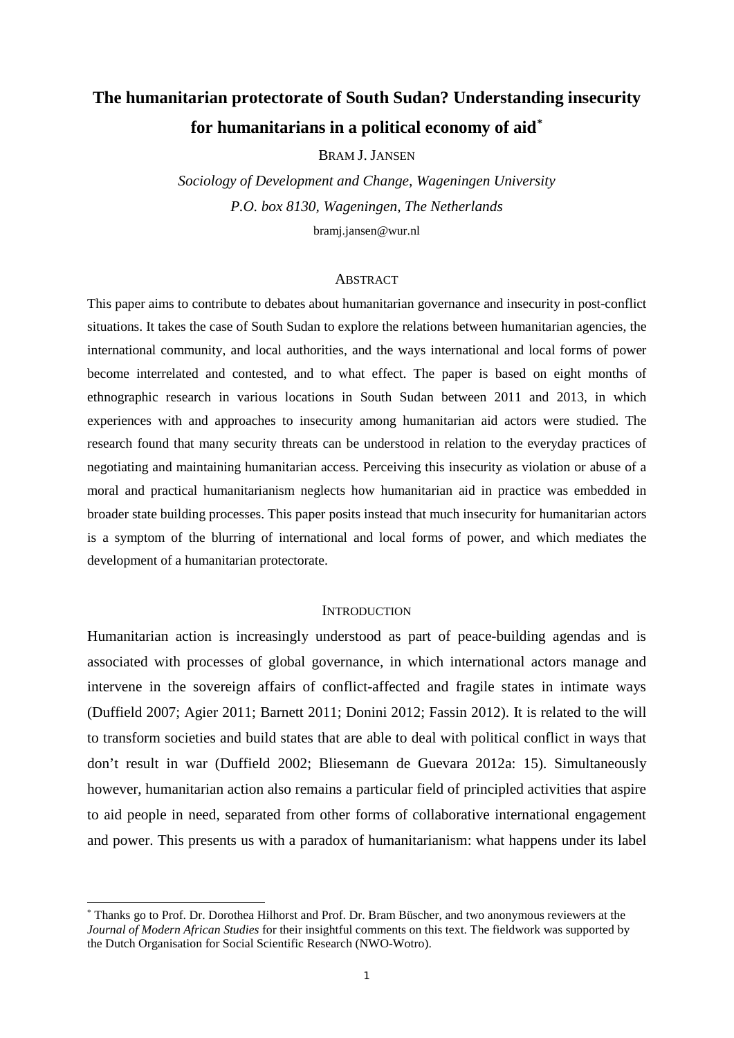# The humanitarian protectorate of South Sudan? Understanding insecurity for humanitarians in a political economy of aid*

BRAM J. JANSEN

*Sociology of Development and Change, Wageningen University*

*P.O. box 8130, Wageningen, The Netherlands*

bramj.jansen@wur.nl

## ABSTRACT

This paper aims to contribute to debates about humanitarian governance and insecurity in post-conflict situations. It takes the case of South Sudan to explore the relations between humanitarian agencies, the international community, and local authorities, and the ways international and local forms of power become interrelated and contested, and to what effect. The paper is based on eight months of ethnographic research in various locations in South Sudan between 2011 and 2013, in which experiences with and approaches to insecurity among humanitarian aid actors were studied. The research found that many security threats can be understood in relation to the everyday practices of negotiating and maintaining humanitarian access. Perceiving this insecurity as violation or abuse of a moral and practical humanitarianism neglects how humanitarian aid in practice was embedded in broader state building processes. This paper posits instead that much insecurity for humanitarian actors is a symptom of the blurring of international and local forms of power, and which mediates the development of a humanitarian protectorate.

## INTRODUCTION

Humanitarian action is increasingly understood as part of peace-building agendas and is associated with processes of global governance, in which international actors manage and intervene in the sovereign affairs of conflict-affected and fragile states in intimate ways (Duffield 2007; Agier 2011; Barnett 2011; Donini 2012; Fassin 2012). It is related to the will to transform societies and build states that are able to deal with political conflict in ways that don't result in war (Duffield 2002; Bliesemann de Guevara 2012a: 15). Simultaneously however, humanitarian action also remains a particular field of principled activities that aspire to aid people in need, separated from other forms of collaborative international engagement and power. This presents us with a paradox of humanitarianism: what happens under its label

---

* Thanks go to Prof. Dr. Dorothea Hilhorst and Prof. Dr. Bram Büscher, and two anonymous reviewers at the *Journal of Modern African Studies* for their insightful comments on this text. The fieldwork was supported by the Dutch Organisation for Social Scientific Research (NWO-Wotro).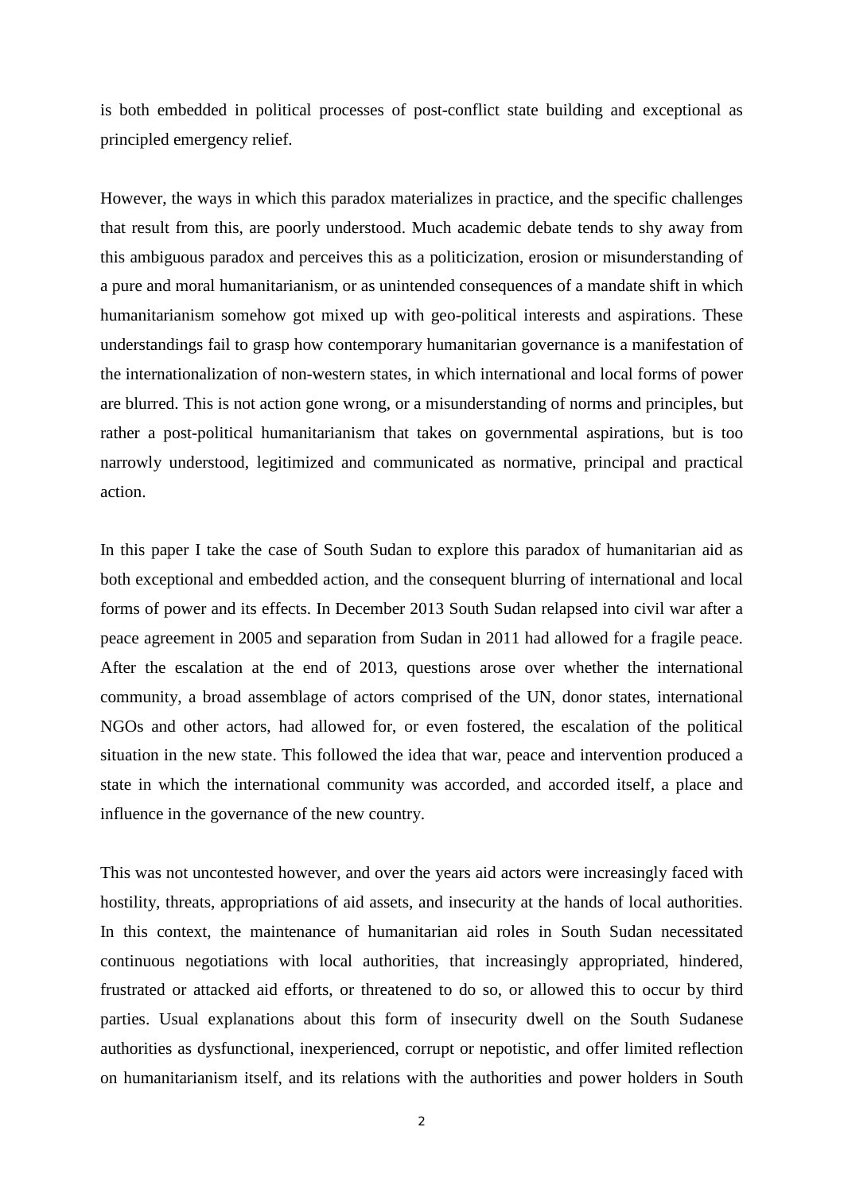is both embedded in political processes of post-conflict state building and exceptional as principled emergency relief.

However, the ways in which this paradox materializes in practice, and the specific challenges that result from this, are poorly understood. Much academic debate tends to shy away from this ambiguous paradox and perceives this as a politicization, erosion or misunderstanding of a pure and moral humanitarianism, or as unintended consequences of a mandate shift in which humanitarianism somehow got mixed up with geo-political interests and aspirations. These understandings fail to grasp how contemporary humanitarian governance is a manifestation of the internationalization of non-western states, in which international and local forms of power are blurred. This is not action gone wrong, or a misunderstanding of norms and principles, but rather a post-political humanitarianism that takes on governmental aspirations, but is too narrowly understood, legitimized and communicated as normative, principal and practical action.

In this paper I take the case of South Sudan to explore this paradox of humanitarian aid as both exceptional and embedded action, and the consequent blurring of international and local forms of power and its effects. In December 2013 South Sudan relapsed into civil war after a peace agreement in 2005 and separation from Sudan in 2011 had allowed for a fragile peace. After the escalation at the end of 2013, questions arose over whether the international community, a broad assemblage of actors comprised of the UN, donor states, international NGOs and other actors, had allowed for, or even fostered, the escalation of the political situation in the new state. This followed the idea that war, peace and intervention produced a state in which the international community was accorded, and accorded itself, a place and influence in the governance of the new country.

This was not uncontested however, and over the years aid actors were increasingly faced with hostility, threats, appropriations of aid assets, and insecurity at the hands of local authorities. In this context, the maintenance of humanitarian aid roles in South Sudan necessitated continuous negotiations with local authorities, that increasingly appropriated, hindered, frustrated or attacked aid efforts, or threatened to do so, or allowed this to occur by third parties. Usual explanations about this form of insecurity dwell on the South Sudanese authorities as dysfunctional, inexperienced, corrupt or nepotistic, and offer limited reflection on humanitarianism itself, and its relations with the authorities and power holders in South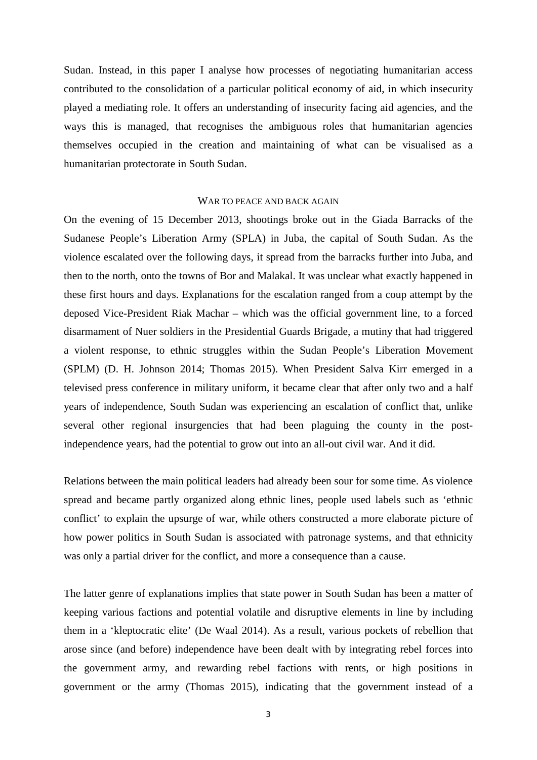Sudan. Instead, in this paper I analyse how processes of negotiating humanitarian access contributed to the consolidation of a particular political economy of aid, in which insecurity played a mediating role. It offers an understanding of insecurity facing aid agencies, and the ways this is managed, that recognises the ambiguous roles that humanitarian agencies themselves occupied in the creation and maintaining of what can be visualised as a humanitarian protectorate in South Sudan.

## WAR TO PEACE AND BACK AGAIN

On the evening of 15 December 2013, shootings broke out in the Giada Barracks of the Sudanese People's Liberation Army (SPLA) in Juba, the capital of South Sudan. As the violence escalated over the following days, it spread from the barracks further into Juba, and then to the north, onto the towns of Bor and Malakal. It was unclear what exactly happened in these first hours and days. Explanations for the escalation ranged from a coup attempt by the deposed Vice-President Riak Machar – which was the official government line, to a forced disarmament of Nuer soldiers in the Presidential Guards Brigade, a mutiny that had triggered a violent response, to ethnic struggles within the Sudan People's Liberation Movement (SPLM) (D. H. Johnson 2014; Thomas 2015). When President Salva Kirr emerged in a televised press conference in military uniform, it became clear that after only two and a half years of independence, South Sudan was experiencing an escalation of conflict that, unlike several other regional insurgencies that had been plaguing the county in the post-independence years, had the potential to grow out into an all-out civil war. And it did.

Relations between the main political leaders had already been sour for some time. As violence spread and became partly organized along ethnic lines, people used labels such as 'ethnic conflict' to explain the upsurge of war, while others constructed a more elaborate picture of how power politics in South Sudan is associated with patronage systems, and that ethnicity was only a partial driver for the conflict, and more a consequence than a cause.

The latter genre of explanations implies that state power in South Sudan has been a matter of keeping various factions and potential volatile and disruptive elements in line by including them in a 'kleptocratic elite' (De Waal 2014). As a result, various pockets of rebellion that arose since (and before) independence have been dealt with by integrating rebel forces into the government army, and rewarding rebel factions with rents, or high positions in government or the army (Thomas 2015), indicating that the government instead of a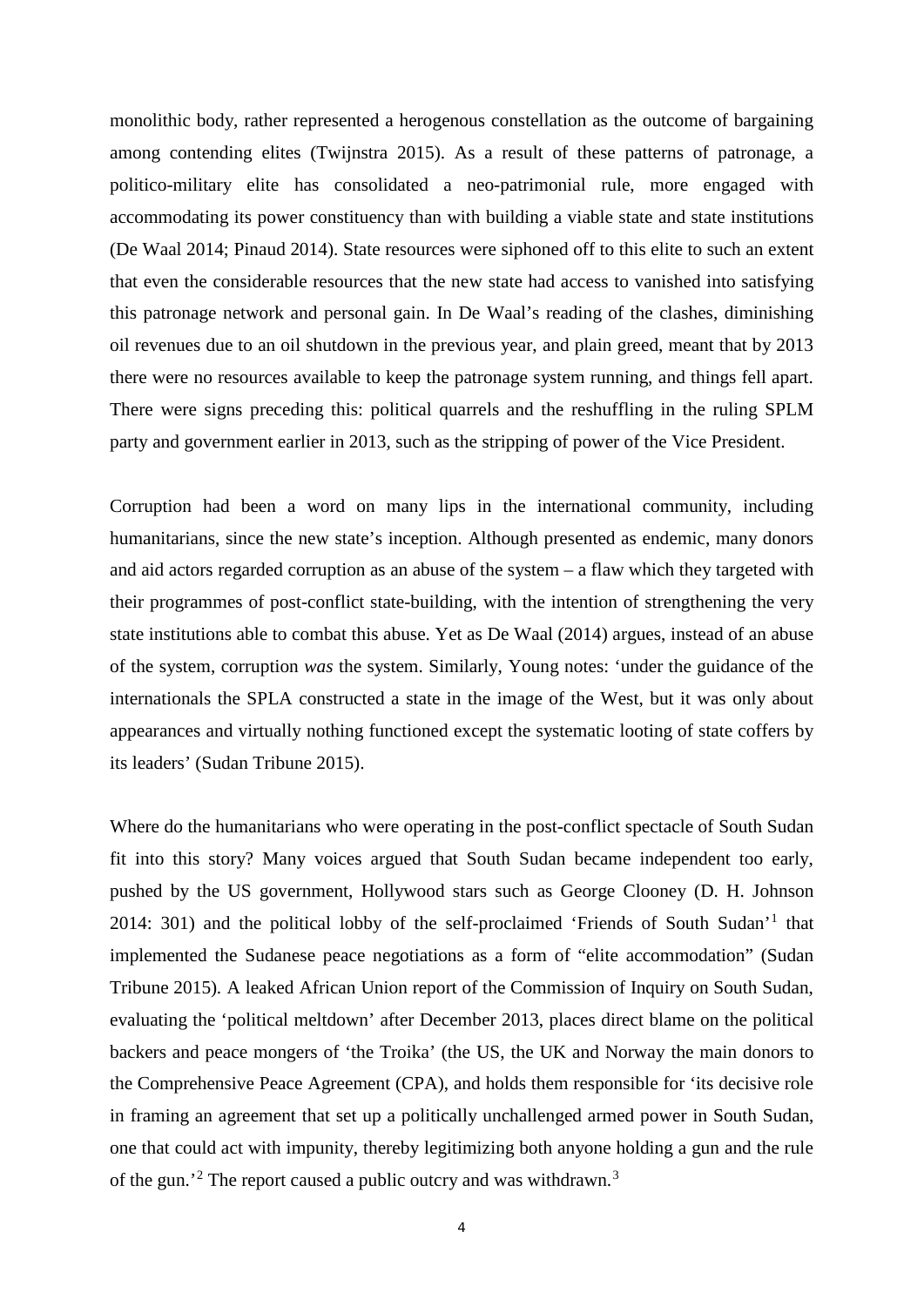monolithic body, rather represented a herogenous constellation as the outcome of bargaining among contending elites (Twijnstra 2015). As a result of these patterns of patronage, a politico-military elite has consolidated a neo-patrimonial rule, more engaged with accommodating its power constituency than with building a viable state and state institutions (De Waal 2014; Pinaud 2014). State resources were siphoned off to this elite to such an extent that even the considerable resources that the new state had access to vanished into satisfying this patronage network and personal gain. In De Waal's reading of the clashes, diminishing oil revenues due to an oil shutdown in the previous year, and plain greed, meant that by 2013 there were no resources available to keep the patronage system running, and things fell apart. There were signs preceding this: political quarrels and the reshuffling in the ruling SPLM party and government earlier in 2013, such as the stripping of power of the Vice President.

Corruption had been a word on many lips in the international community, including humanitarians, since the new state's inception. Although presented as endemic, many donors and aid actors regarded corruption as an abuse of the system – a flaw which they targeted with their programmes of post-conflict state-building, with the intention of strengthening the very state institutions able to combat this abuse. Yet as De Waal (2014) argues, instead of an abuse of the system, corruption *was* the system. Similarly, Young notes: 'under the guidance of the internationals the SPLA constructed a state in the image of the West, but it was only about appearances and virtually nothing functioned except the systematic looting of state coffers by its leaders' (Sudan Tribune 2015).

Where do the humanitarians who were operating in the post-conflict spectacle of South Sudan fit into this story? Many voices argued that South Sudan became independent too early, pushed by the US government, Hollywood stars such as George Clooney (D. H. Johnson 2014: 301) and the political lobby of the self-proclaimed 'Friends of South Sudan'[1] that implemented the Sudanese peace negotiations as a form of "elite accommodation" (Sudan Tribune 2015). A leaked African Union report of the Commission of Inquiry on South Sudan, evaluating the 'political meltdown' after December 2013, places direct blame on the political backers and peace mongers of 'the Troika' (the US, the UK and Norway the main donors to the Comprehensive Peace Agreement (CPA), and holds them responsible for 'its decisive role in framing an agreement that set up a politically unchallenged armed power in South Sudan, one that could act with impunity, thereby legitimizing both anyone holding a gun and the rule of the gun.'[2] The report caused a public outcry and was withdrawn.[3]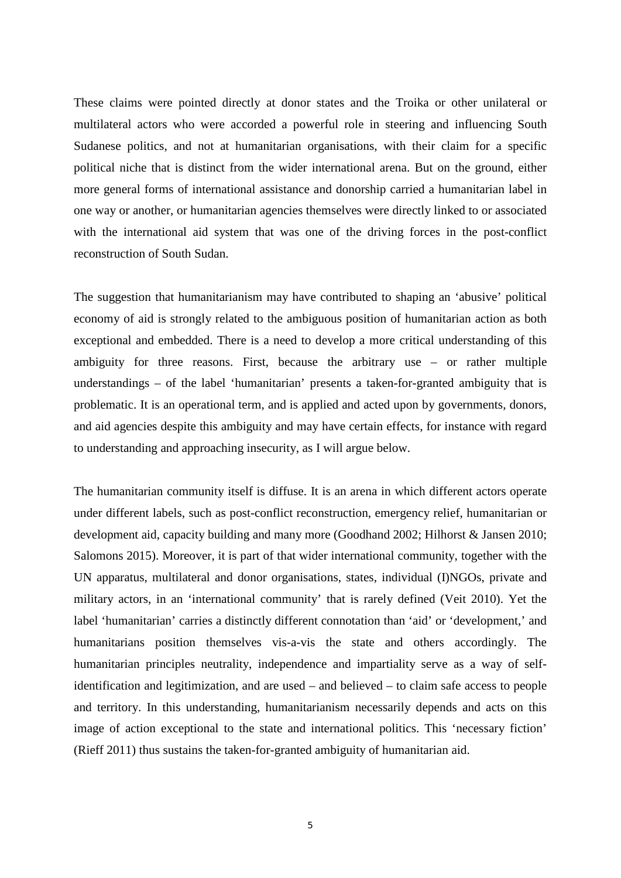These claims were pointed directly at donor states and the Troika or other unilateral or multilateral actors who were accorded a powerful role in steering and influencing South Sudanese politics, and not at humanitarian organisations, with their claim for a specific political niche that is distinct from the wider international arena. But on the ground, either more general forms of international assistance and donorship carried a humanitarian label in one way or another, or humanitarian agencies themselves were directly linked to or associated with the international aid system that was one of the driving forces in the post-conflict reconstruction of South Sudan.

The suggestion that humanitarianism may have contributed to shaping an 'abusive' political economy of aid is strongly related to the ambiguous position of humanitarian action as both exceptional and embedded. There is a need to develop a more critical understanding of this ambiguity for three reasons. First, because the arbitrary use – or rather multiple understandings – of the label 'humanitarian' presents a taken-for-granted ambiguity that is problematic. It is an operational term, and is applied and acted upon by governments, donors, and aid agencies despite this ambiguity and may have certain effects, for instance with regard to understanding and approaching insecurity, as I will argue below.

The humanitarian community itself is diffuse. It is an arena in which different actors operate under different labels, such as post-conflict reconstruction, emergency relief, humanitarian or development aid, capacity building and many more (Goodhand 2002; Hilhorst & Jansen 2010; Salomons 2015). Moreover, it is part of that wider international community, together with the UN apparatus, multilateral and donor organisations, states, individual (I)NGOs, private and military actors, in an 'international community' that is rarely defined (Veit 2010). Yet the label 'humanitarian' carries a distinctly different connotation than 'aid' or 'development,' and humanitarians position themselves vis-a-vis the state and others accordingly. The humanitarian principles neutrality, independence and impartiality serve as a way of self-identification and legitimization, and are used – and believed – to claim safe access to people and territory. In this understanding, humanitarianism necessarily depends and acts on this image of action exceptional to the state and international politics. This 'necessary fiction' (Rieff 2011) thus sustains the taken-for-granted ambiguity of humanitarian aid.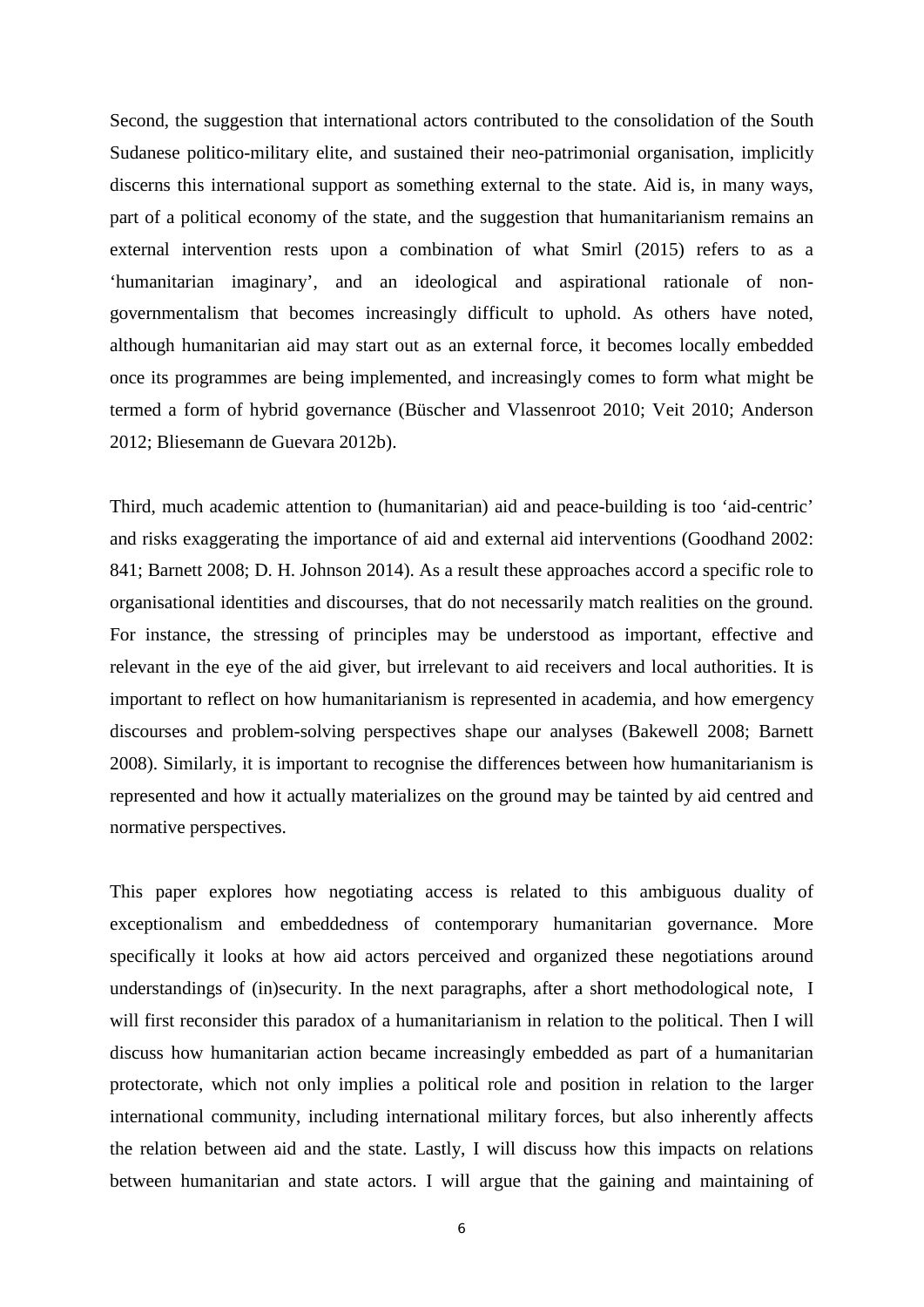Second, the suggestion that international actors contributed to the consolidation of the South Sudanese politico-military elite, and sustained their neo-patrimonial organisation, implicitly discerns this international support as something external to the state. Aid is, in many ways, part of a political economy of the state, and the suggestion that humanitarianism remains an external intervention rests upon a combination of what Smirl (2015) refers to as a 'humanitarian imaginary', and an ideological and aspirational rationale of non-governmentalism that becomes increasingly difficult to uphold. As others have noted, although humanitarian aid may start out as an external force, it becomes locally embedded once its programmes are being implemented, and increasingly comes to form what might be termed a form of hybrid governance (Büscher and Vlassenroot 2010; Veit 2010; Anderson 2012; Bliesemann de Guevara 2012b).

Third, much academic attention to (humanitarian) aid and peace-building is too 'aid-centric' and risks exaggerating the importance of aid and external aid interventions (Goodhand 2002: 841; Barnett 2008; D. H. Johnson 2014). As a result these approaches accord a specific role to organisational identities and discourses, that do not necessarily match realities on the ground. For instance, the stressing of principles may be understood as important, effective and relevant in the eye of the aid giver, but irrelevant to aid receivers and local authorities. It is important to reflect on how humanitarianism is represented in academia, and how emergency discourses and problem-solving perspectives shape our analyses (Bakewell 2008; Barnett 2008). Similarly, it is important to recognise the differences between how humanitarianism is represented and how it actually materializes on the ground may be tainted by aid centred and normative perspectives.

This paper explores how negotiating access is related to this ambiguous duality of exceptionalism and embeddedness of contemporary humanitarian governance. More specifically it looks at how aid actors perceived and organized these negotiations around understandings of (in)security. In the next paragraphs, after a short methodological note, I will first reconsider this paradox of a humanitarianism in relation to the political. Then I will discuss how humanitarian action became increasingly embedded as part of a humanitarian protectorate, which not only implies a political role and position in relation to the larger international community, including international military forces, but also inherently affects the relation between aid and the state. Lastly, I will discuss how this impacts on relations between humanitarian and state actors. I will argue that the gaining and maintaining of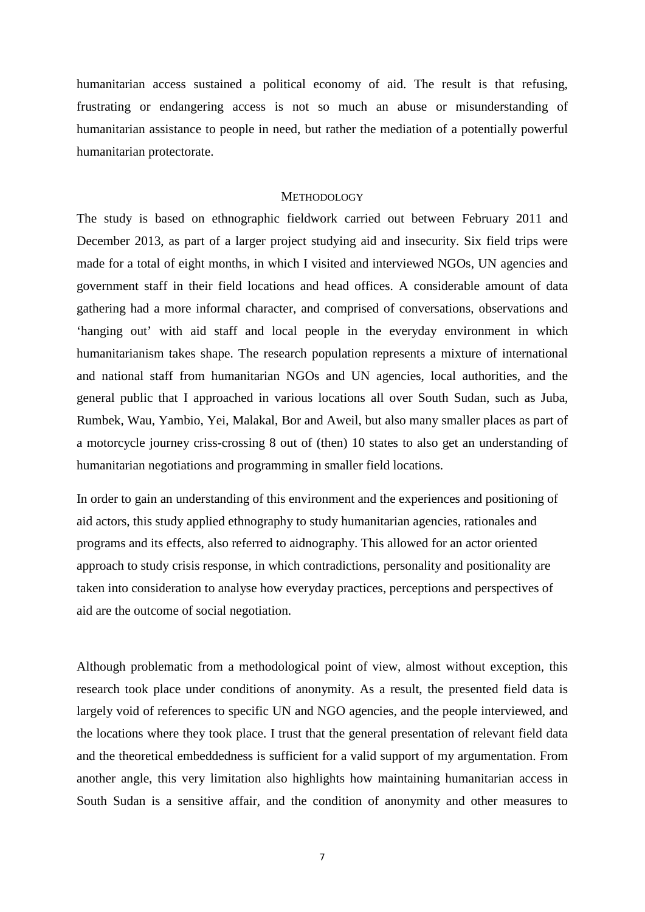humanitarian access sustained a political economy of aid. The result is that refusing, frustrating or endangering access is not so much an abuse or misunderstanding of humanitarian assistance to people in need, but rather the mediation of a potentially powerful humanitarian protectorate.

## Methodology

The study is based on ethnographic fieldwork carried out between February 2011 and December 2013, as part of a larger project studying aid and insecurity. Six field trips were made for a total of eight months, in which I visited and interviewed NGOs, UN agencies and government staff in their field locations and head offices. A considerable amount of data gathering had a more informal character, and comprised of conversations, observations and 'hanging out' with aid staff and local people in the everyday environment in which humanitarianism takes shape. The research population represents a mixture of international and national staff from humanitarian NGOs and UN agencies, local authorities, and the general public that I approached in various locations all over South Sudan, such as Juba, Rumbek, Wau, Yambio, Yei, Malakal, Bor and Aweil, but also many smaller places as part of a motorcycle journey criss-crossing 8 out of (then) 10 states to also get an understanding of humanitarian negotiations and programming in smaller field locations.

In order to gain an understanding of this environment and the experiences and positioning of aid actors, this study applied ethnography to study humanitarian agencies, rationales and programs and its effects, also referred to aidnography. This allowed for an actor oriented approach to study crisis response, in which contradictions, personality and positionality are taken into consideration to analyse how everyday practices, perceptions and perspectives of aid are the outcome of social negotiation.

Although problematic from a methodological point of view, almost without exception, this research took place under conditions of anonymity. As a result, the presented field data is largely void of references to specific UN and NGO agencies, and the people interviewed, and the locations where they took place. I trust that the general presentation of relevant field data and the theoretical embeddedness is sufficient for a valid support of my argumentation. From another angle, this very limitation also highlights how maintaining humanitarian access in South Sudan is a sensitive affair, and the condition of anonymity and other measures to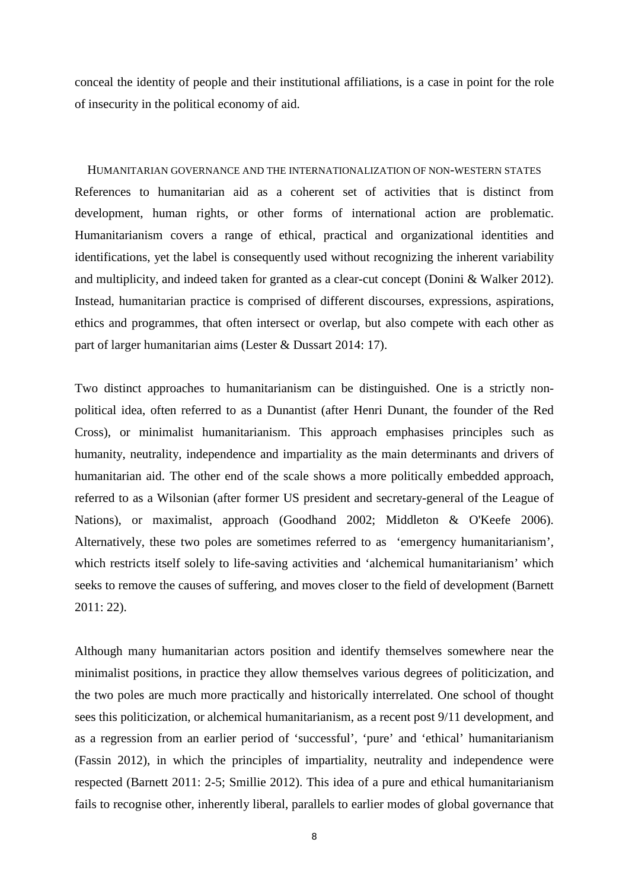conceal the identity of people and their institutional affiliations, is a case in point for the role of insecurity in the political economy of aid.

## HUMANITARIAN GOVERNANCE AND THE INTERNATIONALIZATION OF NON-WESTERN STATES

References to humanitarian aid as a coherent set of activities that is distinct from development, human rights, or other forms of international action are problematic. Humanitarianism covers a range of ethical, practical and organizational identities and identifications, yet the label is consequently used without recognizing the inherent variability and multiplicity, and indeed taken for granted as a clear-cut concept (Donini & Walker 2012). Instead, humanitarian practice is comprised of different discourses, expressions, aspirations, ethics and programmes, that often intersect or overlap, but also compete with each other as part of larger humanitarian aims (Lester & Dussart 2014: 17).

Two distinct approaches to humanitarianism can be distinguished. One is a strictly non-political idea, often referred to as a Dunantist (after Henri Dunant, the founder of the Red Cross), or minimalist humanitarianism. This approach emphasises principles such as humanity, neutrality, independence and impartiality as the main determinants and drivers of humanitarian aid. The other end of the scale shows a more politically embedded approach, referred to as a Wilsonian (after former US president and secretary-general of the League of Nations), or maximalist, approach (Goodhand 2002; Middleton & O'Keefe 2006). Alternatively, these two poles are sometimes referred to as 'emergency humanitarianism', which restricts itself solely to life-saving activities and 'alchemical humanitarianism' which seeks to remove the causes of suffering, and moves closer to the field of development (Barnett 2011: 22).

Although many humanitarian actors position and identify themselves somewhere near the minimalist positions, in practice they allow themselves various degrees of politicization, and the two poles are much more practically and historically interrelated. One school of thought sees this politicization, or alchemical humanitarianism, as a recent post 9/11 development, and as a regression from an earlier period of 'successful', 'pure' and 'ethical' humanitarianism (Fassin 2012), in which the principles of impartiality, neutrality and independence were respected (Barnett 2011: 2-5; Smillie 2012). This idea of a pure and ethical humanitarianism fails to recognise other, inherently liberal, parallels to earlier modes of global governance that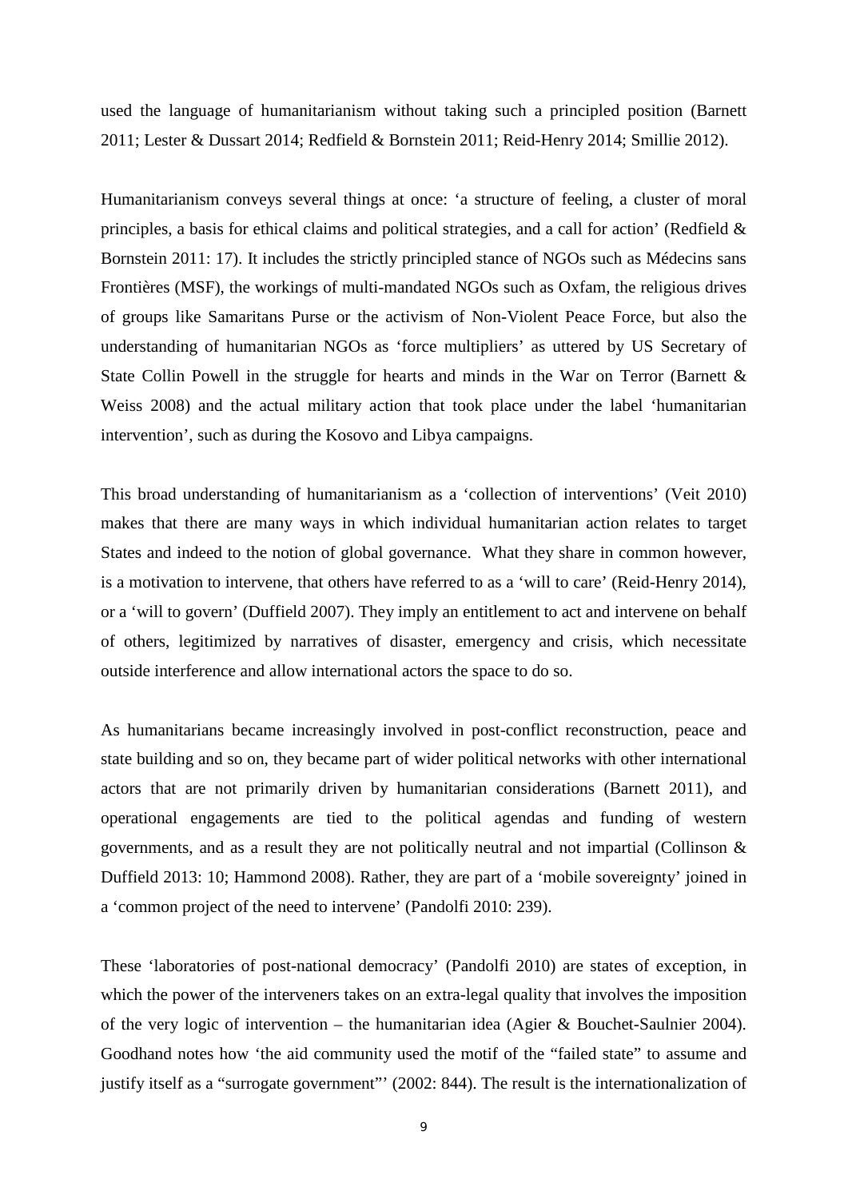used the language of humanitarianism without taking such a principled position (Barnett 2011; Lester & Dussart 2014; Redfield & Bornstein 2011; Reid-Henry 2014; Smillie 2012).

Humanitarianism conveys several things at once: 'a structure of feeling, a cluster of moral principles, a basis for ethical claims and political strategies, and a call for action' (Redfield & Bornstein 2011: 17). It includes the strictly principled stance of NGOs such as Médecins sans Frontières (MSF), the workings of multi-mandated NGOs such as Oxfam, the religious drives of groups like Samaritans Purse or the activism of Non-Violent Peace Force, but also the understanding of humanitarian NGOs as 'force multipliers' as uttered by US Secretary of State Collin Powell in the struggle for hearts and minds in the War on Terror (Barnett & Weiss 2008) and the actual military action that took place under the label 'humanitarian intervention', such as during the Kosovo and Libya campaigns.

This broad understanding of humanitarianism as a 'collection of interventions' (Veit 2010) makes that there are many ways in which individual humanitarian action relates to target States and indeed to the notion of global governance. What they share in common however, is a motivation to intervene, that others have referred to as a 'will to care' (Reid-Henry 2014), or a 'will to govern' (Duffield 2007). They imply an entitlement to act and intervene on behalf of others, legitimized by narratives of disaster, emergency and crisis, which necessitate outside interference and allow international actors the space to do so.

As humanitarians became increasingly involved in post-conflict reconstruction, peace and state building and so on, they became part of wider political networks with other international actors that are not primarily driven by humanitarian considerations (Barnett 2011), and operational engagements are tied to the political agendas and funding of western governments, and as a result they are not politically neutral and not impartial (Collinson & Duffield 2013: 10; Hammond 2008). Rather, they are part of a 'mobile sovereignty' joined in a 'common project of the need to intervene' (Pandolfi 2010: 239).

These 'laboratories of post-national democracy' (Pandolfi 2010) are states of exception, in which the power of the interveners takes on an extra-legal quality that involves the imposition of the very logic of intervention – the humanitarian idea (Agier & Bouchet-Saulnier 2004). Goodhand notes how 'the aid community used the motif of the "failed state" to assume and justify itself as a "surrogate government"' (2002: 844). The result is the internationalization of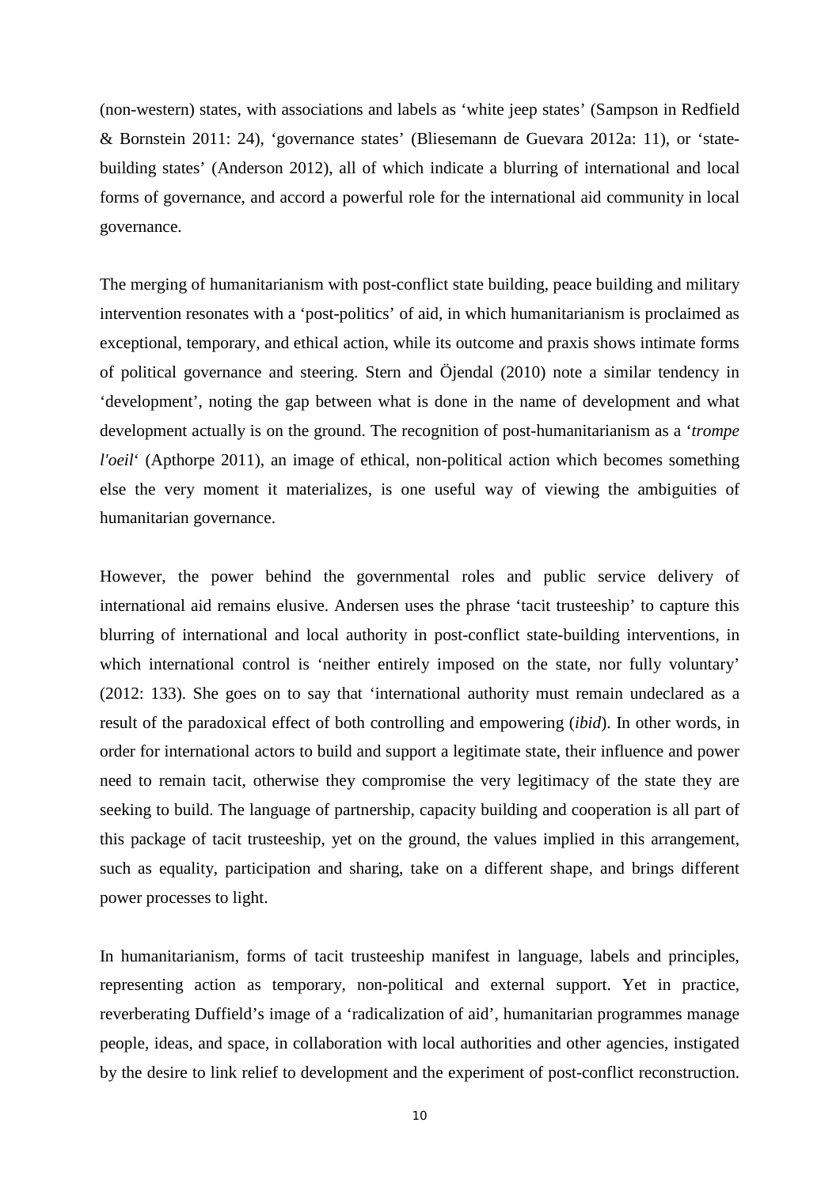(non-western) states, with associations and labels as 'white jeep states' (Sampson in Redfield & Bornstein 2011: 24), 'governance states' (Bliesemann de Guevara 2012a: 11), or 'state-building states' (Anderson 2012), all of which indicate a blurring of international and local forms of governance, and accord a powerful role for the international aid community in local governance.

The merging of humanitarianism with post-conflict state building, peace building and military intervention resonates with a 'post-politics' of aid, in which humanitarianism is proclaimed as exceptional, temporary, and ethical action, while its outcome and praxis shows intimate forms of political governance and steering. Stern and Öjendal (2010) note a similar tendency in 'development', noting the gap between what is done in the name of development and what development actually is on the ground. The recognition of post-humanitarianism as a '*trompe l'oeil*' (Apthorpe 2011), an image of ethical, non-political action which becomes something else the very moment it materializes, is one useful way of viewing the ambiguities of humanitarian governance.

However, the power behind the governmental roles and public service delivery of international aid remains elusive. Andersen uses the phrase 'tacit trusteeship' to capture this blurring of international and local authority in post-conflict state-building interventions, in which international control is 'neither entirely imposed on the state, nor fully voluntary' (2012: 133). She goes on to say that 'international authority must remain undeclared as a result of the paradoxical effect of both controlling and empowering (*ibid*). In other words, in order for international actors to build and support a legitimate state, their influence and power need to remain tacit, otherwise they compromise the very legitimacy of the state they are seeking to build. The language of partnership, capacity building and cooperation is all part of this package of tacit trusteeship, yet on the ground, the values implied in this arrangement, such as equality, participation and sharing, take on a different shape, and brings different power processes to light.

In humanitarianism, forms of tacit trusteeship manifest in language, labels and principles, representing action as temporary, non-political and external support. Yet in practice, reverberating Duffield's image of a 'radicalization of aid', humanitarian programmes manage people, ideas, and space, in collaboration with local authorities and other agencies, instigated by the desire to link relief to development and the experiment of post-conflict reconstruction.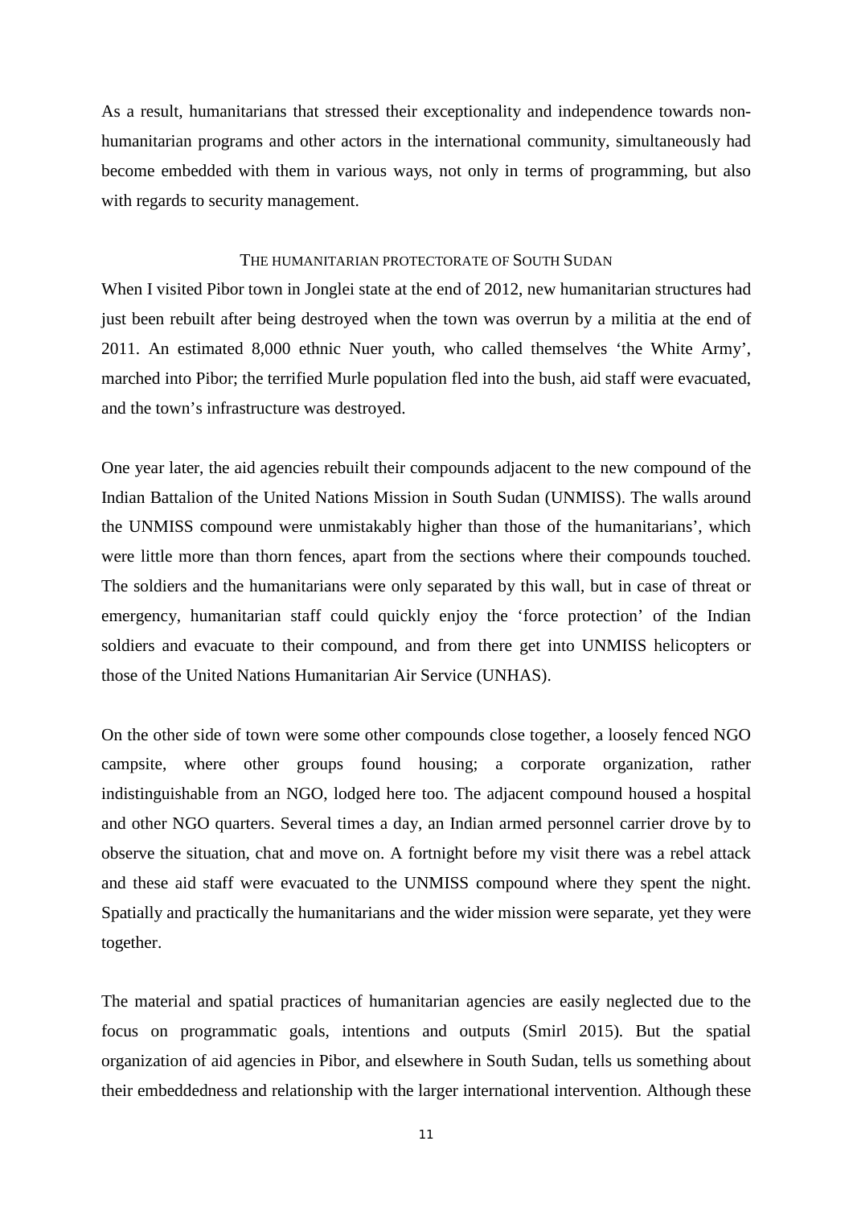As a result, humanitarians that stressed their exceptionality and independence towards non-humanitarian programs and other actors in the international community, simultaneously had become embedded with them in various ways, not only in terms of programming, but also with regards to security management.

## THE HUMANITARIAN PROTECTORATE OF SOUTH SUDAN

When I visited Pibor town in Jonglei state at the end of 2012, new humanitarian structures had just been rebuilt after being destroyed when the town was overrun by a militia at the end of 2011. An estimated 8,000 ethnic Nuer youth, who called themselves 'the White Army', marched into Pibor; the terrified Murle population fled into the bush, aid staff were evacuated, and the town's infrastructure was destroyed.

One year later, the aid agencies rebuilt their compounds adjacent to the new compound of the Indian Battalion of the United Nations Mission in South Sudan (UNMISS). The walls around the UNMISS compound were unmistakably higher than those of the humanitarians', which were little more than thorn fences, apart from the sections where their compounds touched. The soldiers and the humanitarians were only separated by this wall, but in case of threat or emergency, humanitarian staff could quickly enjoy the 'force protection' of the Indian soldiers and evacuate to their compound, and from there get into UNMISS helicopters or those of the United Nations Humanitarian Air Service (UNHAS).

On the other side of town were some other compounds close together, a loosely fenced NGO campsite, where other groups found housing; a corporate organization, rather indistinguishable from an NGO, lodged here too. The adjacent compound housed a hospital and other NGO quarters. Several times a day, an Indian armed personnel carrier drove by to observe the situation, chat and move on. A fortnight before my visit there was a rebel attack and these aid staff were evacuated to the UNMISS compound where they spent the night. Spatially and practically the humanitarians and the wider mission were separate, yet they were together.

The material and spatial practices of humanitarian agencies are easily neglected due to the focus on programmatic goals, intentions and outputs (Smirl 2015). But the spatial organization of aid agencies in Pibor, and elsewhere in South Sudan, tells us something about their embeddedness and relationship with the larger international intervention. Although these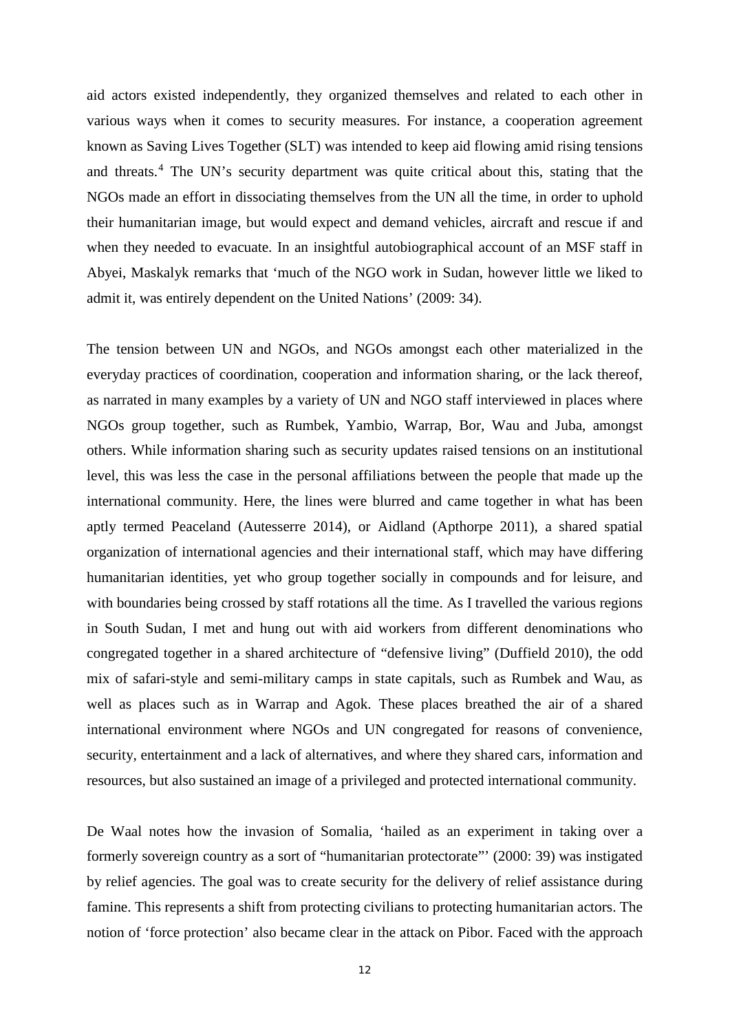aid actors existed independently, they organized themselves and related to each other in various ways when it comes to security measures. For instance, a cooperation agreement known as Saving Lives Together (SLT) was intended to keep aid flowing amid rising tensions and threats.[4] The UN's security department was quite critical about this, stating that the NGOs made an effort in dissociating themselves from the UN all the time, in order to uphold their humanitarian image, but would expect and demand vehicles, aircraft and rescue if and when they needed to evacuate. In an insightful autobiographical account of an MSF staff in Abyei, Maskalyk remarks that 'much of the NGO work in Sudan, however little we liked to admit it, was entirely dependent on the United Nations' (2009: 34).

The tension between UN and NGOs, and NGOs amongst each other materialized in the everyday practices of coordination, cooperation and information sharing, or the lack thereof, as narrated in many examples by a variety of UN and NGO staff interviewed in places where NGOs group together, such as Rumbek, Yambio, Warrap, Bor, Wau and Juba, amongst others. While information sharing such as security updates raised tensions on an institutional level, this was less the case in the personal affiliations between the people that made up the international community. Here, the lines were blurred and came together in what has been aptly termed Peaceland (Autesserre 2014), or Aidland (Apthorpe 2011), a shared spatial organization of international agencies and their international staff, which may have differing humanitarian identities, yet who group together socially in compounds and for leisure, and with boundaries being crossed by staff rotations all the time. As I travelled the various regions in South Sudan, I met and hung out with aid workers from different denominations who congregated together in a shared architecture of "defensive living" (Duffield 2010), the odd mix of safari-style and semi-military camps in state capitals, such as Rumbek and Wau, as well as places such as in Warrap and Agok. These places breathed the air of a shared international environment where NGOs and UN congregated for reasons of convenience, security, entertainment and a lack of alternatives, and where they shared cars, information and resources, but also sustained an image of a privileged and protected international community.

De Waal notes how the invasion of Somalia, 'hailed as an experiment in taking over a formerly sovereign country as a sort of "humanitarian protectorate"' (2000: 39) was instigated by relief agencies. The goal was to create security for the delivery of relief assistance during famine. This represents a shift from protecting civilians to protecting humanitarian actors. The notion of 'force protection' also became clear in the attack on Pibor. Faced with the approach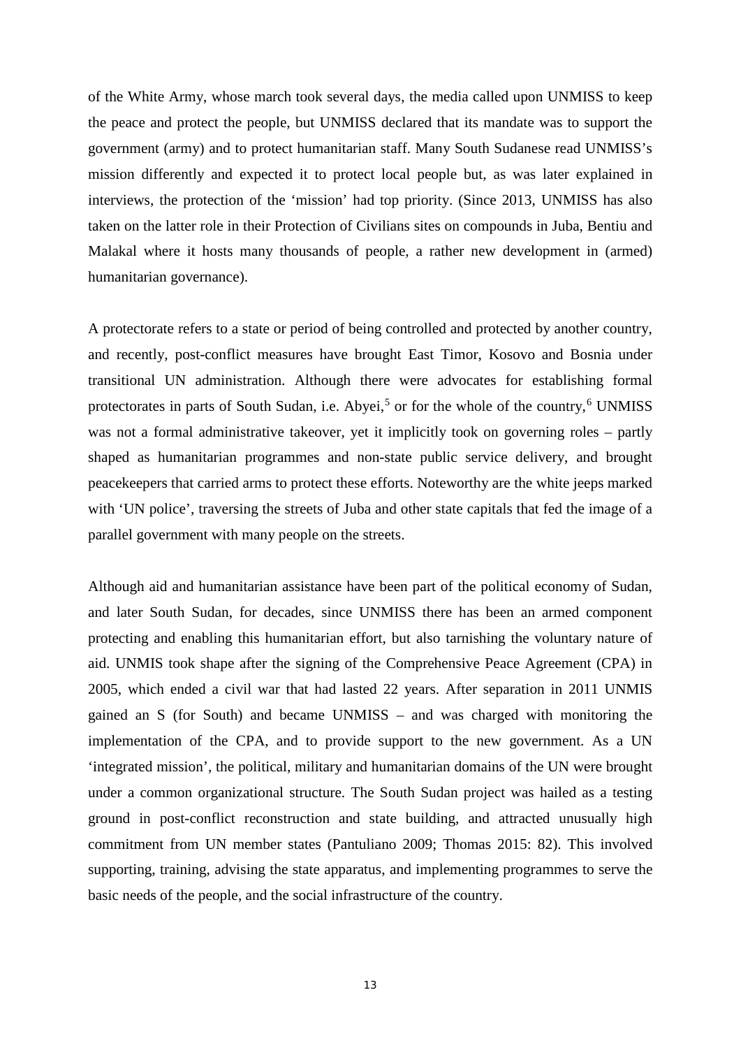of the White Army, whose march took several days, the media called upon UNMISS to keep the peace and protect the people, but UNMISS declared that its mandate was to support the government (army) and to protect humanitarian staff. Many South Sudanese read UNMISS's mission differently and expected it to protect local people but, as was later explained in interviews, the protection of the 'mission' had top priority. (Since 2013, UNMISS has also taken on the latter role in their Protection of Civilians sites on compounds in Juba, Bentiu and Malakal where it hosts many thousands of people, a rather new development in (armed) humanitarian governance).

A protectorate refers to a state or period of being controlled and protected by another country, and recently, post-conflict measures have brought East Timor, Kosovo and Bosnia under transitional UN administration. Although there were advocates for establishing formal protectorates in parts of South Sudan, i.e. Abyei,[5] or for the whole of the country,[6] UNMISS was not a formal administrative takeover, yet it implicitly took on governing roles – partly shaped as humanitarian programmes and non-state public service delivery, and brought peacekeepers that carried arms to protect these efforts. Noteworthy are the white jeeps marked with 'UN police', traversing the streets of Juba and other state capitals that fed the image of a parallel government with many people on the streets.

Although aid and humanitarian assistance have been part of the political economy of Sudan, and later South Sudan, for decades, since UNMISS there has been an armed component protecting and enabling this humanitarian effort, but also tarnishing the voluntary nature of aid. UNMIS took shape after the signing of the Comprehensive Peace Agreement (CPA) in 2005, which ended a civil war that had lasted 22 years. After separation in 2011 UNMIS gained an S (for South) and became UNMISS – and was charged with monitoring the implementation of the CPA, and to provide support to the new government. As a UN 'integrated mission', the political, military and humanitarian domains of the UN were brought under a common organizational structure. The South Sudan project was hailed as a testing ground in post-conflict reconstruction and state building, and attracted unusually high commitment from UN member states (Pantuliano 2009; Thomas 2015: 82). This involved supporting, training, advising the state apparatus, and implementing programmes to serve the basic needs of the people, and the social infrastructure of the country.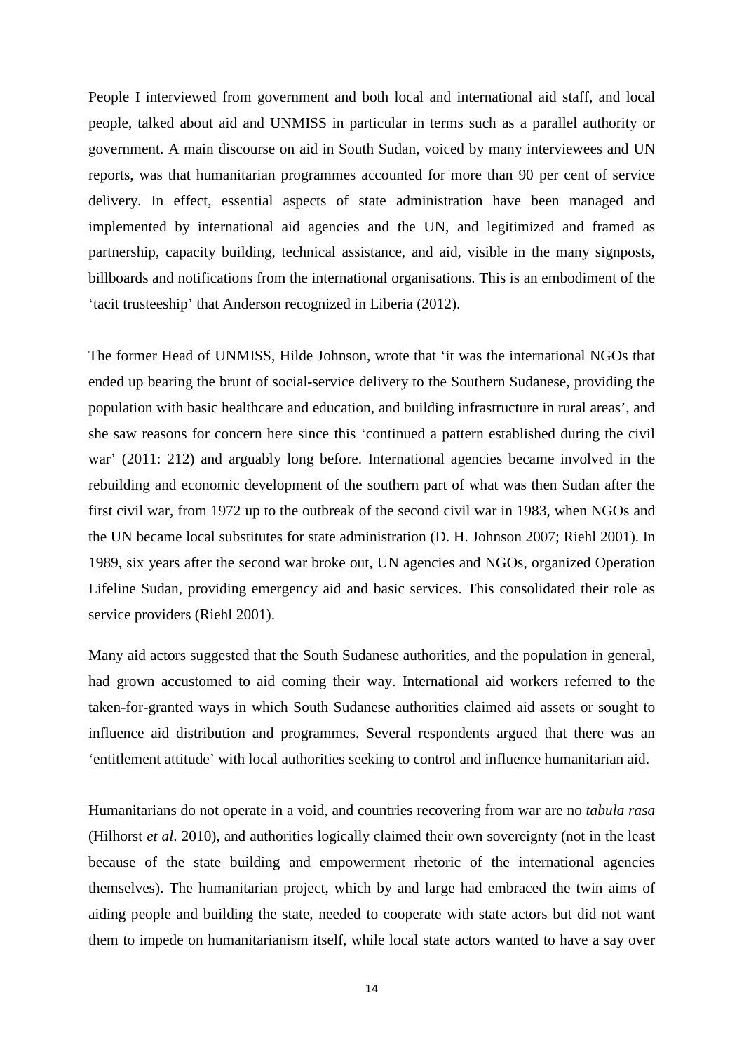People I interviewed from government and both local and international aid staff, and local people, talked about aid and UNMISS in particular in terms such as a parallel authority or government. A main discourse on aid in South Sudan, voiced by many interviewees and UN reports, was that humanitarian programmes accounted for more than 90 per cent of service delivery. In effect, essential aspects of state administration have been managed and implemented by international aid agencies and the UN, and legitimized and framed as partnership, capacity building, technical assistance, and aid, visible in the many signposts, billboards and notifications from the international organisations. This is an embodiment of the 'tacit trusteeship' that Anderson recognized in Liberia (2012).

The former Head of UNMISS, Hilde Johnson, wrote that 'it was the international NGOs that ended up bearing the brunt of social-service delivery to the Southern Sudanese, providing the population with basic healthcare and education, and building infrastructure in rural areas', and she saw reasons for concern here since this 'continued a pattern established during the civil war' (2011: 212) and arguably long before. International agencies became involved in the rebuilding and economic development of the southern part of what was then Sudan after the first civil war, from 1972 up to the outbreak of the second civil war in 1983, when NGOs and the UN became local substitutes for state administration (D. H. Johnson 2007; Riehl 2001). In 1989, six years after the second war broke out, UN agencies and NGOs, organized Operation Lifeline Sudan, providing emergency aid and basic services. This consolidated their role as service providers (Riehl 2001).

Many aid actors suggested that the South Sudanese authorities, and the population in general, had grown accustomed to aid coming their way. International aid workers referred to the taken-for-granted ways in which South Sudanese authorities claimed aid assets or sought to influence aid distribution and programmes. Several respondents argued that there was an 'entitlement attitude' with local authorities seeking to control and influence humanitarian aid.

Humanitarians do not operate in a void, and countries recovering from war are no *tabula rasa* (Hilhorst *et al*. 2010), and authorities logically claimed their own sovereignty (not in the least because of the state building and empowerment rhetoric of the international agencies themselves). The humanitarian project, which by and large had embraced the twin aims of aiding people and building the state, needed to cooperate with state actors but did not want them to impede on humanitarianism itself, while local state actors wanted to have a say over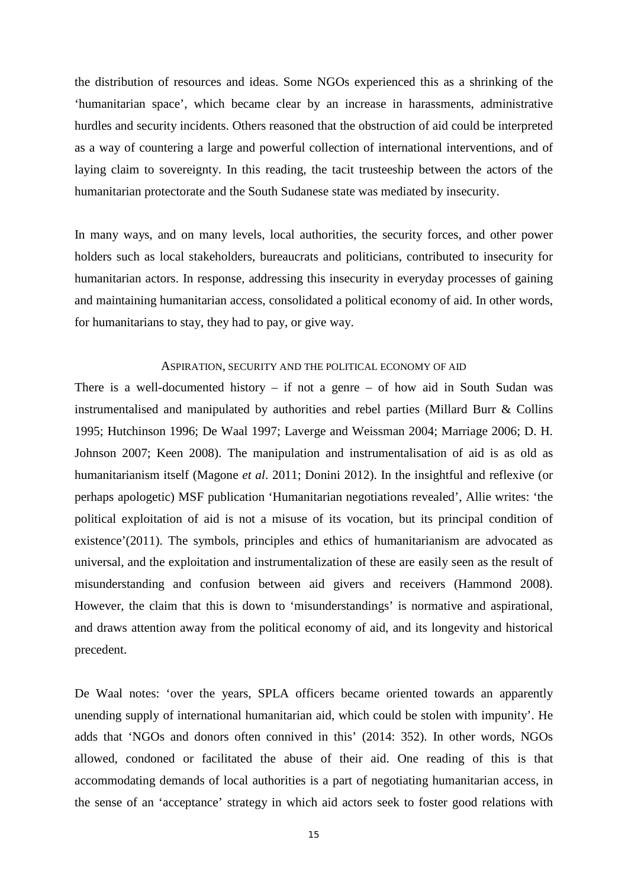the distribution of resources and ideas. Some NGOs experienced this as a shrinking of the 'humanitarian space', which became clear by an increase in harassments, administrative hurdles and security incidents. Others reasoned that the obstruction of aid could be interpreted as a way of countering a large and powerful collection of international interventions, and of laying claim to sovereignty. In this reading, the tacit trusteeship between the actors of the humanitarian protectorate and the South Sudanese state was mediated by insecurity.

In many ways, and on many levels, local authorities, the security forces, and other power holders such as local stakeholders, bureaucrats and politicians, contributed to insecurity for humanitarian actors. In response, addressing this insecurity in everyday processes of gaining and maintaining humanitarian access, consolidated a political economy of aid. In other words, for humanitarians to stay, they had to pay, or give way.

## ASPIRATION, SECURITY AND THE POLITICAL ECONOMY OF AID

There is a well-documented history – if not a genre – of how aid in South Sudan was instrumentalised and manipulated by authorities and rebel parties (Millard Burr & Collins 1995; Hutchinson 1996; De Waal 1997; Laverge and Weissman 2004; Marriage 2006; D. H. Johnson 2007; Keen 2008). The manipulation and instrumentalisation of aid is as old as humanitarianism itself (Magone *et al*. 2011; Donini 2012). In the insightful and reflexive (or perhaps apologetic) MSF publication 'Humanitarian negotiations revealed', Allie writes: 'the political exploitation of aid is not a misuse of its vocation, but its principal condition of existence'(2011). The symbols, principles and ethics of humanitarianism are advocated as universal, and the exploitation and instrumentalization of these are easily seen as the result of misunderstanding and confusion between aid givers and receivers (Hammond 2008). However, the claim that this is down to 'misunderstandings' is normative and aspirational, and draws attention away from the political economy of aid, and its longevity and historical precedent.

De Waal notes: 'over the years, SPLA officers became oriented towards an apparently unending supply of international humanitarian aid, which could be stolen with impunity'. He adds that 'NGOs and donors often connived in this' (2014: 352). In other words, NGOs allowed, condoned or facilitated the abuse of their aid. One reading of this is that accommodating demands of local authorities is a part of negotiating humanitarian access, in the sense of an 'acceptance' strategy in which aid actors seek to foster good relations with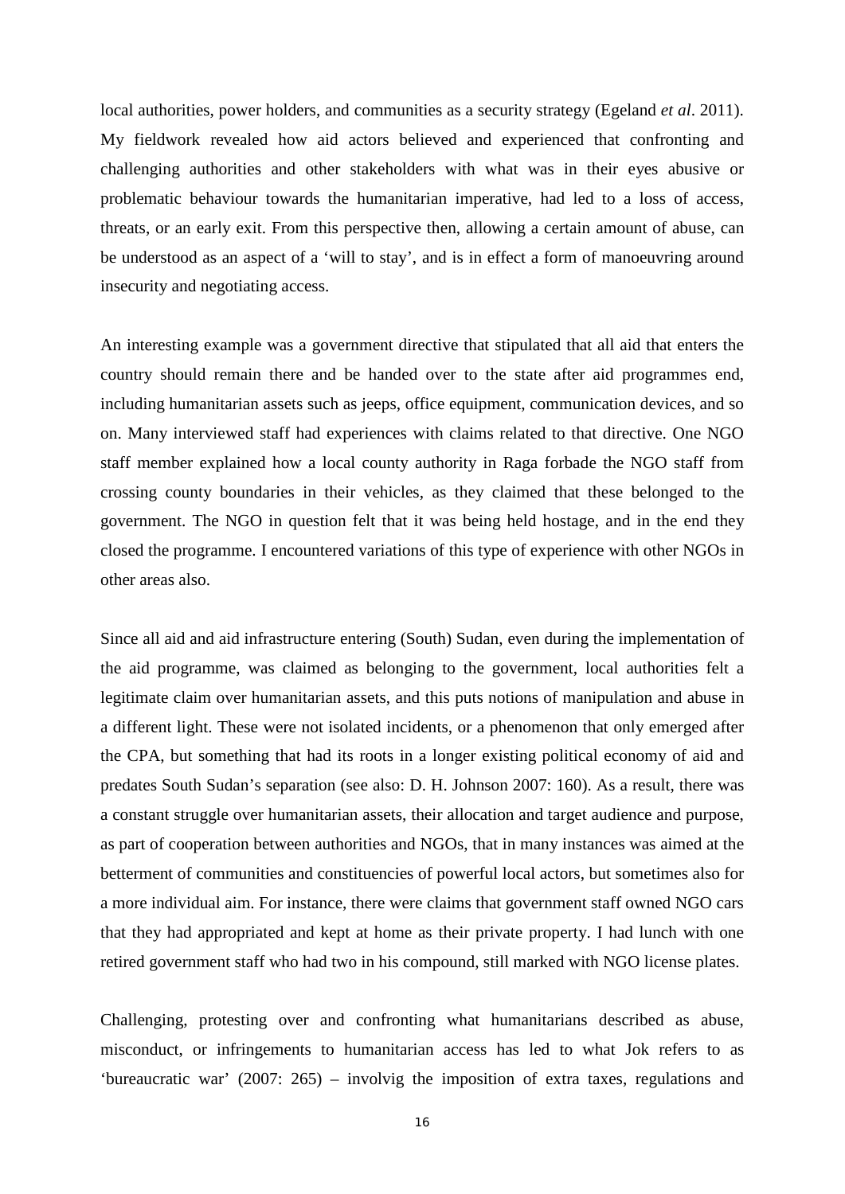local authorities, power holders, and communities as a security strategy (Egeland *et al*. 2011). My fieldwork revealed how aid actors believed and experienced that confronting and challenging authorities and other stakeholders with what was in their eyes abusive or problematic behaviour towards the humanitarian imperative, had led to a loss of access, threats, or an early exit. From this perspective then, allowing a certain amount of abuse, can be understood as an aspect of a 'will to stay', and is in effect a form of manoeuvring around insecurity and negotiating access.

An interesting example was a government directive that stipulated that all aid that enters the country should remain there and be handed over to the state after aid programmes end, including humanitarian assets such as jeeps, office equipment, communication devices, and so on. Many interviewed staff had experiences with claims related to that directive. One NGO staff member explained how a local county authority in Raga forbade the NGO staff from crossing county boundaries in their vehicles, as they claimed that these belonged to the government. The NGO in question felt that it was being held hostage, and in the end they closed the programme. I encountered variations of this type of experience with other NGOs in other areas also.

Since all aid and aid infrastructure entering (South) Sudan, even during the implementation of the aid programme, was claimed as belonging to the government, local authorities felt a legitimate claim over humanitarian assets, and this puts notions of manipulation and abuse in a different light. These were not isolated incidents, or a phenomenon that only emerged after the CPA, but something that had its roots in a longer existing political economy of aid and predates South Sudan's separation (see also: D. H. Johnson 2007: 160). As a result, there was a constant struggle over humanitarian assets, their allocation and target audience and purpose, as part of cooperation between authorities and NGOs, that in many instances was aimed at the betterment of communities and constituencies of powerful local actors, but sometimes also for a more individual aim. For instance, there were claims that government staff owned NGO cars that they had appropriated and kept at home as their private property. I had lunch with one retired government staff who had two in his compound, still marked with NGO license plates.

Challenging, protesting over and confronting what humanitarians described as abuse, misconduct, or infringements to humanitarian access has led to what Jok refers to as 'bureaucratic war' (2007: 265) – involvig the imposition of extra taxes, regulations and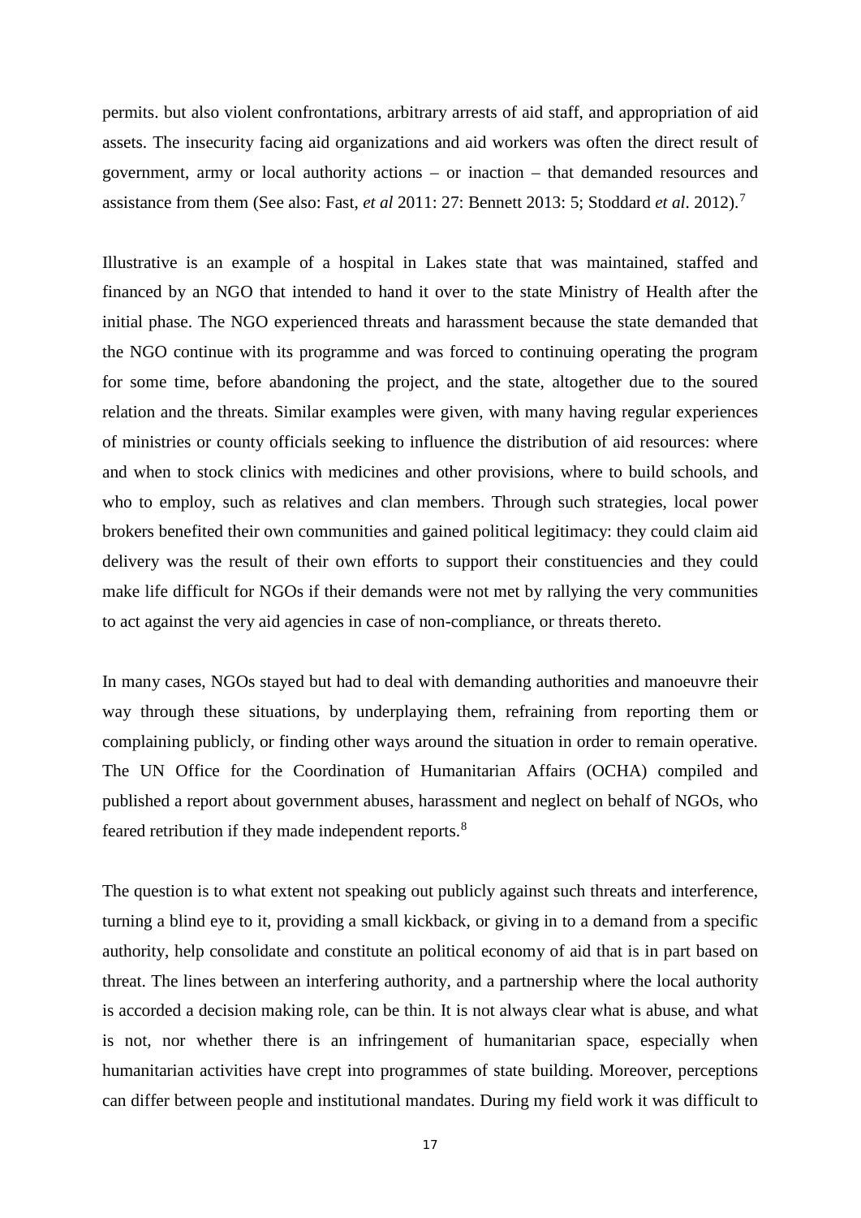permits. but also violent confrontations, arbitrary arrests of aid staff, and appropriation of aid assets. The insecurity facing aid organizations and aid workers was often the direct result of government, army or local authority actions – or inaction – that demanded resources and assistance from them (See also: Fast, *et al* 2011: 27: Bennett 2013: 5; Stoddard *et al*. 2012).[7]

Illustrative is an example of a hospital in Lakes state that was maintained, staffed and financed by an NGO that intended to hand it over to the state Ministry of Health after the initial phase. The NGO experienced threats and harassment because the state demanded that the NGO continue with its programme and was forced to continuing operating the program for some time, before abandoning the project, and the state, altogether due to the soured relation and the threats. Similar examples were given, with many having regular experiences of ministries or county officials seeking to influence the distribution of aid resources: where and when to stock clinics with medicines and other provisions, where to build schools, and who to employ, such as relatives and clan members. Through such strategies, local power brokers benefited their own communities and gained political legitimacy: they could claim aid delivery was the result of their own efforts to support their constituencies and they could make life difficult for NGOs if their demands were not met by rallying the very communities to act against the very aid agencies in case of non-compliance, or threats thereto.

In many cases, NGOs stayed but had to deal with demanding authorities and manoeuvre their way through these situations, by underplaying them, refraining from reporting them or complaining publicly, or finding other ways around the situation in order to remain operative. The UN Office for the Coordination of Humanitarian Affairs (OCHA) compiled and published a report about government abuses, harassment and neglect on behalf of NGOs, who feared retribution if they made independent reports.[8]

The question is to what extent not speaking out publicly against such threats and interference, turning a blind eye to it, providing a small kickback, or giving in to a demand from a specific authority, help consolidate and constitute an political economy of aid that is in part based on threat. The lines between an interfering authority, and a partnership where the local authority is accorded a decision making role, can be thin. It is not always clear what is abuse, and what is not, nor whether there is an infringement of humanitarian space, especially when humanitarian activities have crept into programmes of state building. Moreover, perceptions can differ between people and institutional mandates. During my field work it was difficult to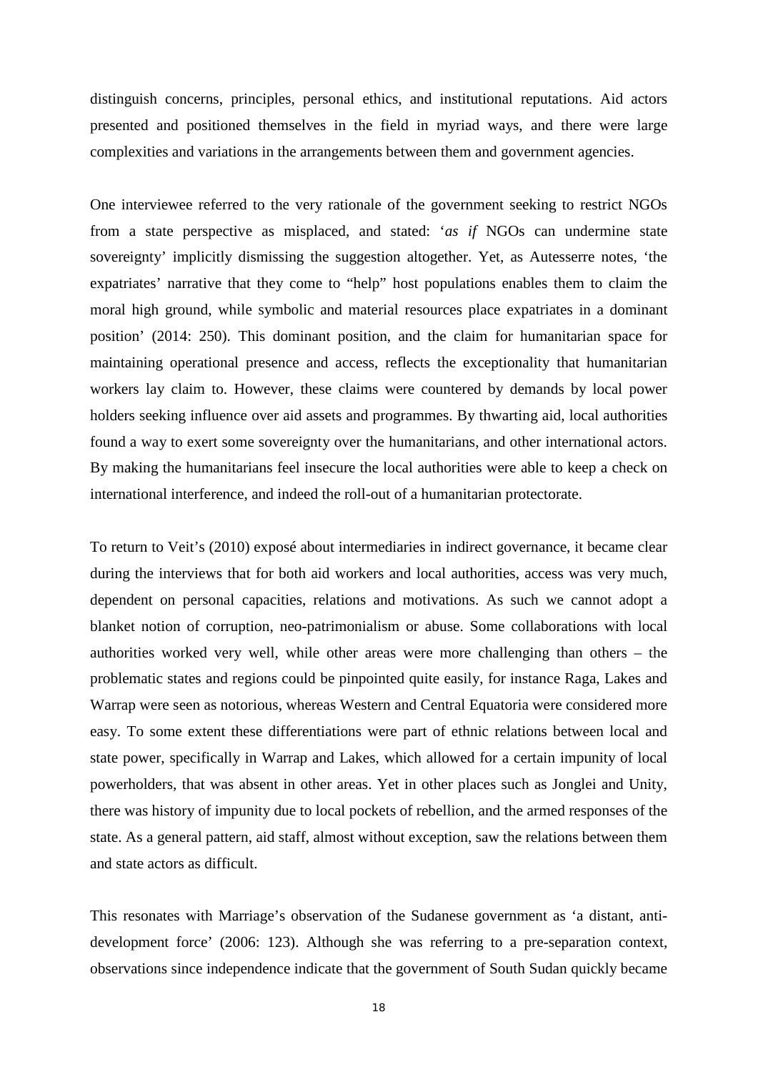distinguish concerns, principles, personal ethics, and institutional reputations. Aid actors presented and positioned themselves in the field in myriad ways, and there were large complexities and variations in the arrangements between them and government agencies.

One interviewee referred to the very rationale of the government seeking to restrict NGOs from a state perspective as misplaced, and stated: '*as if* NGOs can undermine state sovereignty' implicitly dismissing the suggestion altogether. Yet, as Autesserre notes, 'the expatriates' narrative that they come to "help" host populations enables them to claim the moral high ground, while symbolic and material resources place expatriates in a dominant position' (2014: 250). This dominant position, and the claim for humanitarian space for maintaining operational presence and access, reflects the exceptionality that humanitarian workers lay claim to. However, these claims were countered by demands by local power holders seeking influence over aid assets and programmes. By thwarting aid, local authorities found a way to exert some sovereignty over the humanitarians, and other international actors. By making the humanitarians feel insecure the local authorities were able to keep a check on international interference, and indeed the roll-out of a humanitarian protectorate.

To return to Veit's (2010) exposé about intermediaries in indirect governance, it became clear during the interviews that for both aid workers and local authorities, access was very much, dependent on personal capacities, relations and motivations. As such we cannot adopt a blanket notion of corruption, neo-patrimonialism or abuse. Some collaborations with local authorities worked very well, while other areas were more challenging than others – the problematic states and regions could be pinpointed quite easily, for instance Raga, Lakes and Warrap were seen as notorious, whereas Western and Central Equatoria were considered more easy. To some extent these differentiations were part of ethnic relations between local and state power, specifically in Warrap and Lakes, which allowed for a certain impunity of local powerholders, that was absent in other areas. Yet in other places such as Jonglei and Unity, there was history of impunity due to local pockets of rebellion, and the armed responses of the state. As a general pattern, aid staff, almost without exception, saw the relations between them and state actors as difficult.

This resonates with Marriage's observation of the Sudanese government as 'a distant, anti-development force' (2006: 123). Although she was referring to a pre-separation context, observations since independence indicate that the government of South Sudan quickly became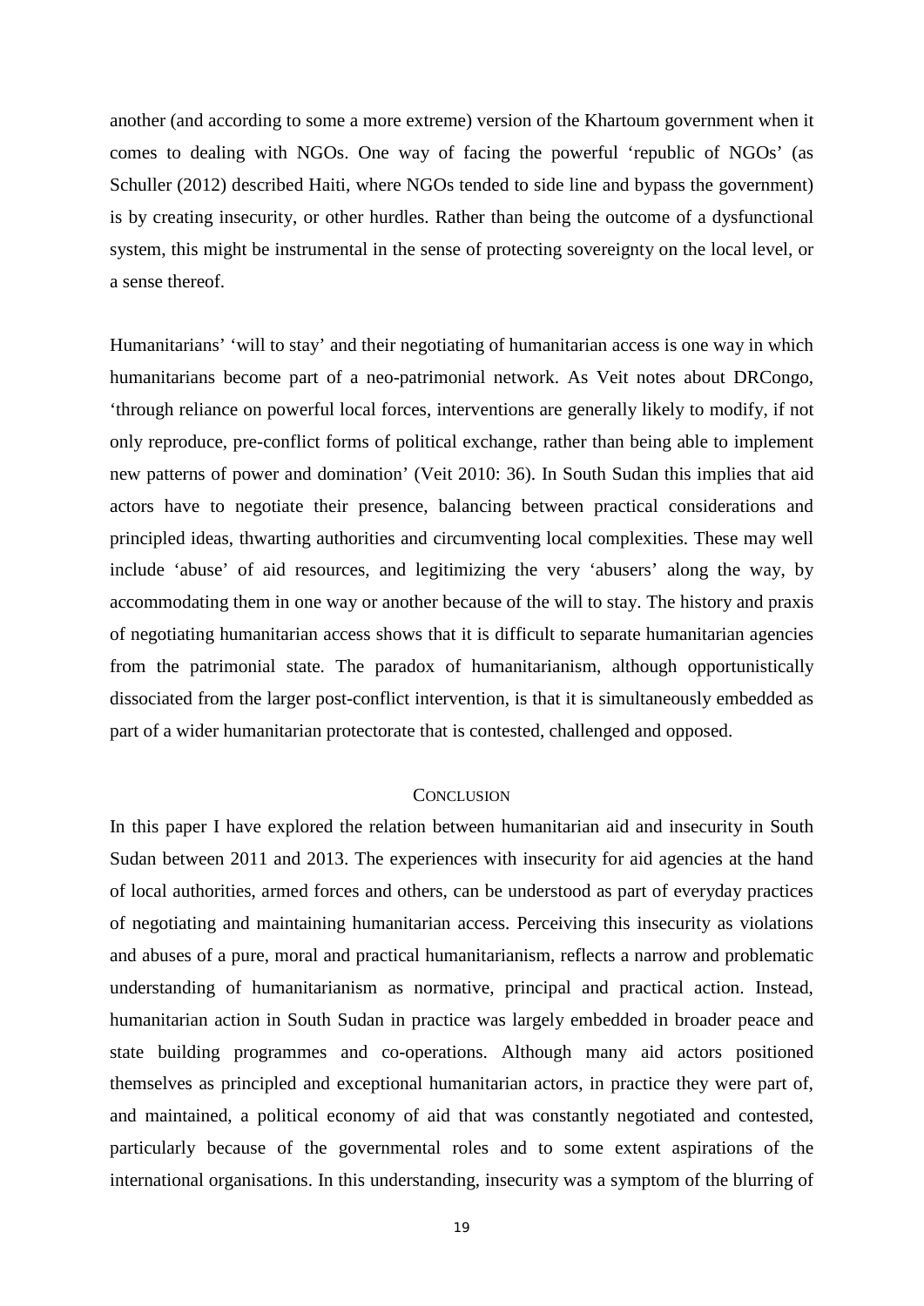another (and according to some a more extreme) version of the Khartoum government when it comes to dealing with NGOs. One way of facing the powerful 'republic of NGOs' (as Schuller (2012) described Haiti, where NGOs tended to side line and bypass the government) is by creating insecurity, or other hurdles. Rather than being the outcome of a dysfunctional system, this might be instrumental in the sense of protecting sovereignty on the local level, or a sense thereof.

Humanitarians' 'will to stay' and their negotiating of humanitarian access is one way in which humanitarians become part of a neo-patrimonial network. As Veit notes about DRCongo, 'through reliance on powerful local forces, interventions are generally likely to modify, if not only reproduce, pre-conflict forms of political exchange, rather than being able to implement new patterns of power and domination' (Veit 2010: 36). In South Sudan this implies that aid actors have to negotiate their presence, balancing between practical considerations and principled ideas, thwarting authorities and circumventing local complexities. These may well include 'abuse' of aid resources, and legitimizing the very 'abusers' along the way, by accommodating them in one way or another because of the will to stay. The history and praxis of negotiating humanitarian access shows that it is difficult to separate humanitarian agencies from the patrimonial state. The paradox of humanitarianism, although opportunistically dissociated from the larger post-conflict intervention, is that it is simultaneously embedded as part of a wider humanitarian protectorate that is contested, challenged and opposed.

## Conclusion

In this paper I have explored the relation between humanitarian aid and insecurity in South Sudan between 2011 and 2013. The experiences with insecurity for aid agencies at the hand of local authorities, armed forces and others, can be understood as part of everyday practices of negotiating and maintaining humanitarian access. Perceiving this insecurity as violations and abuses of a pure, moral and practical humanitarianism, reflects a narrow and problematic understanding of humanitarianism as normative, principal and practical action. Instead, humanitarian action in South Sudan in practice was largely embedded in broader peace and state building programmes and co-operations. Although many aid actors positioned themselves as principled and exceptional humanitarian actors, in practice they were part of, and maintained, a political economy of aid that was constantly negotiated and contested, particularly because of the governmental roles and to some extent aspirations of the international organisations. In this understanding, insecurity was a symptom of the blurring of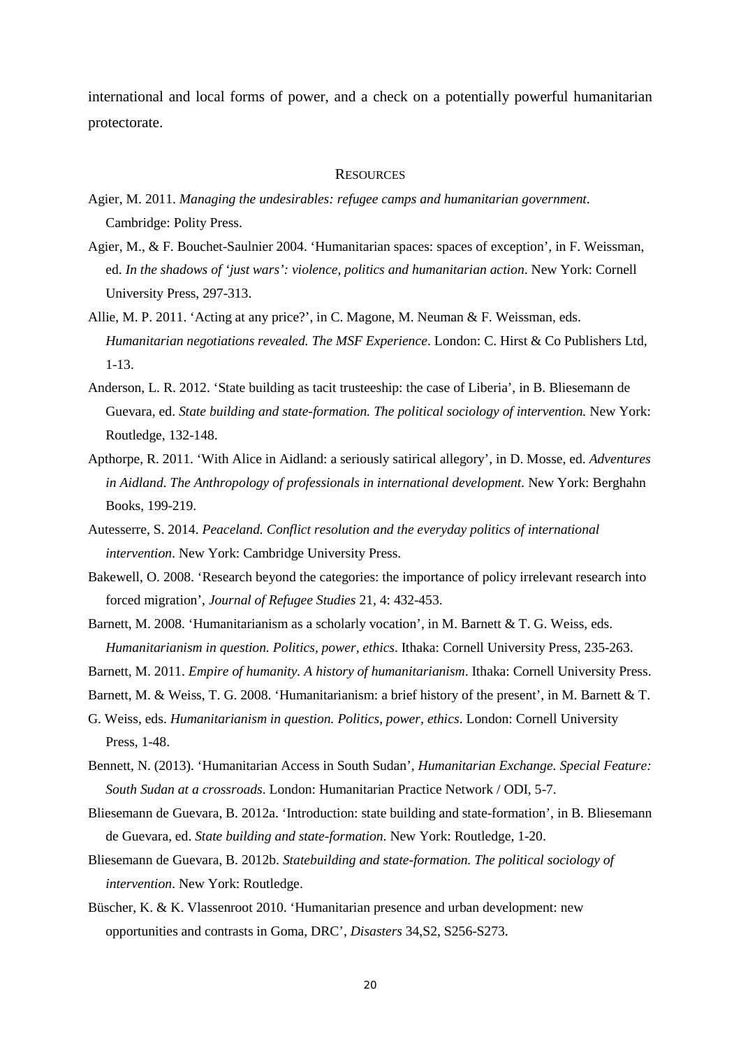international and local forms of power, and a check on a potentially powerful humanitarian protectorate.

## RESOURCES

Agier, M. 2011. *Managing the undesirables: refugee camps and humanitarian government*. Cambridge: Polity Press.

Agier, M., & F. Bouchet-Saulnier 2004. 'Humanitarian spaces: spaces of exception', in F. Weissman, ed. *In the shadows of 'just wars': violence, politics and humanitarian action*. New York: Cornell University Press, 297-313.

Allie, M. P. 2011. 'Acting at any price?', in C. Magone, M. Neuman & F. Weissman, eds. *Humanitarian negotiations revealed. The MSF Experience*. London: C. Hirst & Co Publishers Ltd, 1-13.

Anderson, L. R. 2012. 'State building as tacit trusteeship: the case of Liberia', in B. Bliesemann de Guevara, ed. *State building and state-formation. The political sociology of intervention.* New York: Routledge, 132-148.

Apthorpe, R. 2011. 'With Alice in Aidland: a seriously satirical allegory', in D. Mosse, ed. *Adventures in Aidland. The Anthropology of professionals in international development.* New York: Berghahn Books, 199-219.

Autesserre, S. 2014. *Peaceland. Conflict resolution and the everyday politics of international intervention*. New York: Cambridge University Press.

Bakewell, O. 2008. 'Research beyond the categories: the importance of policy irrelevant research into forced migration', *Journal of Refugee Studies* 21, 4: 432-453.

Barnett, M. 2008. 'Humanitarianism as a scholarly vocation', in M. Barnett & T. G. Weiss, eds. *Humanitarianism in question. Politics, power, ethics*. Ithaka: Cornell University Press, 235-263.

Barnett, M. 2011. *Empire of humanity. A history of humanitarianism*. Ithaka: Cornell University Press.

Barnett, M. & Weiss, T. G. 2008. 'Humanitarianism: a brief history of the present', in M. Barnett & T. G. Weiss, eds. *Humanitarianism in question. Politics, power, ethics*. London: Cornell University Press, 1-48.

Bennett, N. (2013). 'Humanitarian Access in South Sudan', *Humanitarian Exchange. Special Feature: South Sudan at a crossroads*. London: Humanitarian Practice Network / ODI, 5-7.

Bliesemann de Guevara, B. 2012a. 'Introduction: state building and state-formation', in B. Bliesemann de Guevara, ed. *State building and state-formation*. New York: Routledge, 1-20.

Bliesemann de Guevara, B. 2012b. *Statebuilding and state-formation. The political sociology of intervention*. New York: Routledge.

Büscher, K. & K. Vlassenroot 2010. 'Humanitarian presence and urban development: new opportunities and contrasts in Goma, DRC', *Disasters* 34,S2, S256-S273.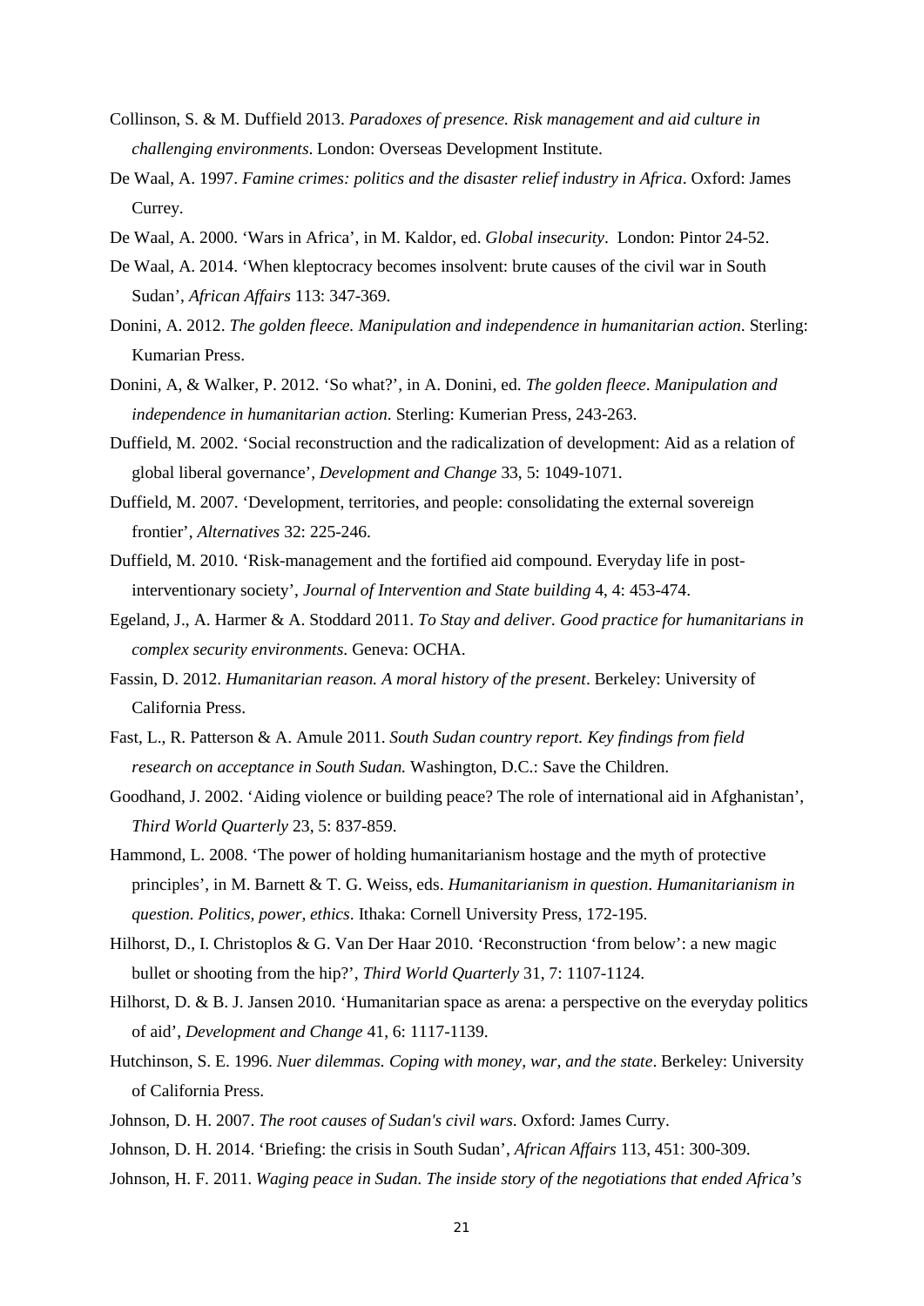Collinson, S. & M. Duffield 2013. *Paradoxes of presence. Risk management and aid culture in challenging environments*. London: Overseas Development Institute.

De Waal, A. 1997. *Famine crimes: politics and the disaster relief industry in Africa*. Oxford: James Currey.

De Waal, A. 2000. 'Wars in Africa', in M. Kaldor, ed. *Global insecurity*. London: Pintor 24-52.

De Waal, A. 2014. 'When kleptocracy becomes insolvent: brute causes of the civil war in South Sudan', *African Affairs* 113: 347-369.

Donini, A. 2012. *The golden fleece. Manipulation and independence in humanitarian action*. Sterling: Kumarian Press.

Donini, A, & Walker, P. 2012. 'So what?', in A. Donini, ed. *The golden fleece*. *Manipulation and independence in humanitarian action*. Sterling: Kumerian Press, 243-263.

Duffield, M. 2002. 'Social reconstruction and the radicalization of development: Aid as a relation of global liberal governance', *Development and Change* 33, 5: 1049-1071.

Duffield, M. 2007. 'Development, territories, and people: consolidating the external sovereign frontier', *Alternatives* 32: 225-246.

Duffield, M. 2010. 'Risk-management and the fortified aid compound. Everyday life in post-interventionary society', *Journal of Intervention and State building* 4, 4: 453-474.

Egeland, J., A. Harmer & A. Stoddard 2011. *To Stay and deliver. Good practice for humanitarians in complex security environments*. Geneva: OCHA.

Fassin, D. 2012. *Humanitarian reason. A moral history of the present*. Berkeley: University of California Press.

Fast, L., R. Patterson & A. Amule 2011. *South Sudan country report. Key findings from field research on acceptance in South Sudan.* Washington, D.C.: Save the Children.

Goodhand, J. 2002. 'Aiding violence or building peace? The role of international aid in Afghanistan', *Third World Quarterly* 23, 5: 837-859.

Hammond, L. 2008. 'The power of holding humanitarianism hostage and the myth of protective principles', in M. Barnett & T. G. Weiss, eds. *Humanitarianism in question*. *Humanitarianism in question*. *Politics, power, ethics*. Ithaka: Cornell University Press, 172-195.

Hilhorst, D., I. Christoplos & G. Van Der Haar 2010. 'Reconstruction 'from below': a new magic bullet or shooting from the hip?', *Third World Quarterly* 31, 7: 1107-1124.

Hilhorst, D. & B. J. Jansen 2010. 'Humanitarian space as arena: a perspective on the everyday politics of aid', *Development and Change* 41, 6: 1117-1139.

Hutchinson, S. E. 1996. *Nuer dilemmas. Coping with money, war, and the state*. Berkeley: University of California Press.

Johnson, D. H. 2007. *The root causes of Sudan's civil wars*. Oxford: James Curry.

Johnson, D. H. 2014. 'Briefing: the crisis in South Sudan', *African Affairs* 113, 451: 300-309.

Johnson, H. F. 2011. *Waging peace in Sudan. The inside story of the negotiations that ended Africa's*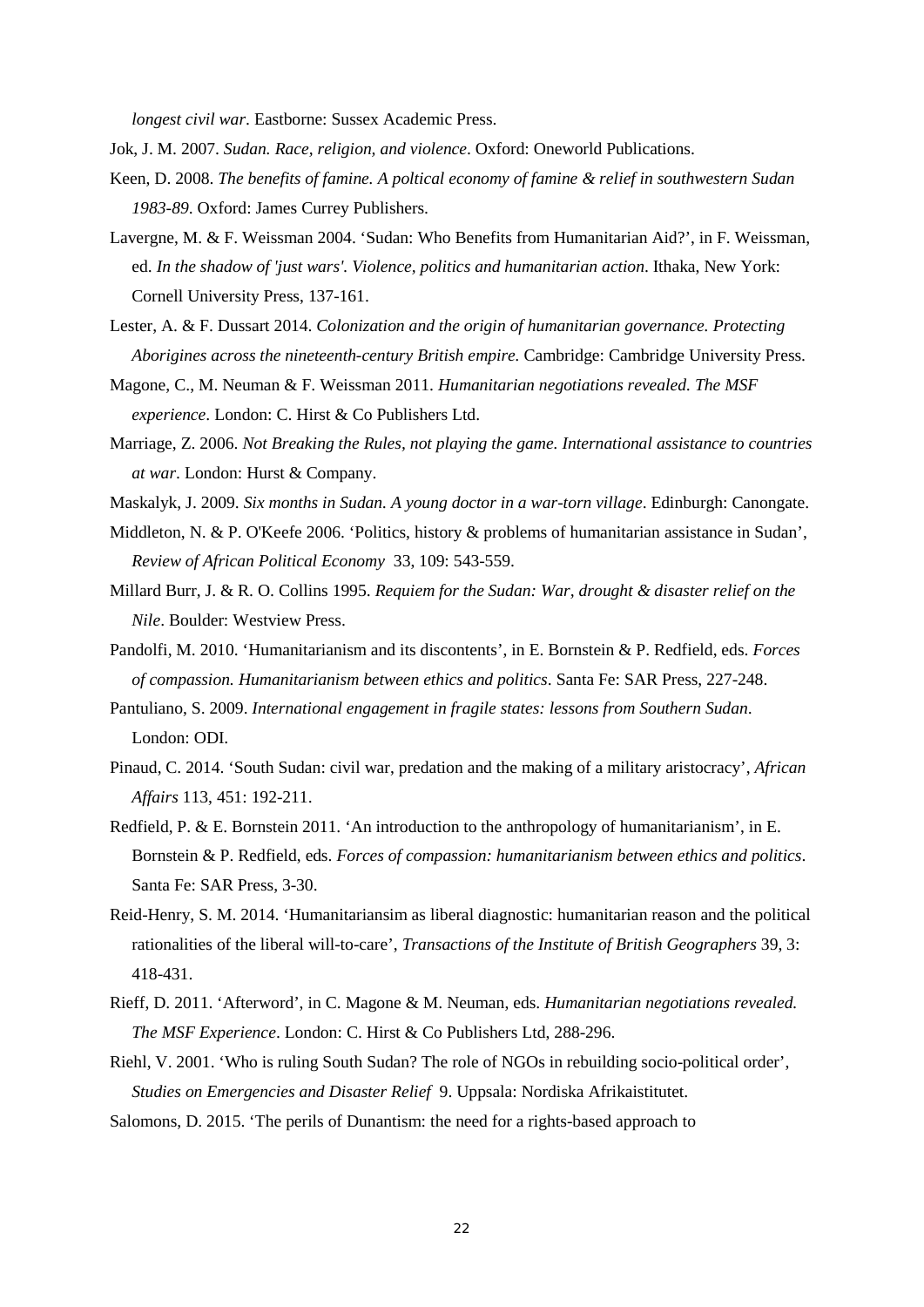*longest civil war*. Eastborne: Sussex Academic Press.

Jok, J. M. 2007. *Sudan. Race, religion, and violence*. Oxford: Oneworld Publications.

Keen, D. 2008. *The benefits of famine. A poltical economy of famine & relief in southwestern Sudan 1983-89*. Oxford: James Currey Publishers.

Lavergne, M. & F. Weissman 2004. 'Sudan: Who Benefits from Humanitarian Aid?', in F. Weissman, ed. *In the shadow of 'just wars'. Violence, politics and humanitarian action*. Ithaka, New York: Cornell University Press, 137-161.

Lester, A. & F. Dussart 2014. *Colonization and the origin of humanitarian governance. Protecting Aborigines across the nineteenth-century British empire.* Cambridge: Cambridge University Press.

Magone, C., M. Neuman & F. Weissman 2011. *Humanitarian negotiations revealed. The MSF experience*. London: C. Hirst & Co Publishers Ltd.

Marriage, Z. 2006. *Not Breaking the Rules, not playing the game. International assistance to countries at war*. London: Hurst & Company.

Maskalyk, J. 2009. *Six months in Sudan. A young doctor in a war-torn village*. Edinburgh: Canongate.

Middleton, N. & P. O'Keefe 2006. 'Politics, history & problems of humanitarian assistance in Sudan', *Review of African Political Economy* 33, 109: 543-559.

Millard Burr, J. & R. O. Collins 1995. *Requiem for the Sudan: War, drought & disaster relief on the Nile*. Boulder: Westview Press.

Pandolfi, M. 2010. 'Humanitarianism and its discontents', in E. Bornstein & P. Redfield, eds. *Forces of compassion. Humanitarianism between ethics and politics*. Santa Fe: SAR Press, 227-248.

Pantuliano, S. 2009. *International engagement in fragile states: lessons from Southern Sudan*. London: ODI.

Pinaud, C. 2014. 'South Sudan: civil war, predation and the making of a military aristocracy', *African Affairs* 113, 451: 192-211.

Redfield, P. & E. Bornstein 2011. 'An introduction to the anthropology of humanitarianism', in E. Bornstein & P. Redfield, eds. *Forces of compassion: humanitarianism between ethics and politics*. Santa Fe: SAR Press, 3-30.

Reid-Henry, S. M. 2014. 'Humanitariansim as liberal diagnostic: humanitarian reason and the political rationalities of the liberal will-to-care', *Transactions of the Institute of British Geographers* 39, 3: 418-431.

Rieff, D. 2011. 'Afterword', in C. Magone & M. Neuman, eds. *Humanitarian negotiations revealed. The MSF Experience*. London: C. Hirst & Co Publishers Ltd, 288-296.

Riehl, V. 2001. 'Who is ruling South Sudan? The role of NGOs in rebuilding socio-political order', *Studies on Emergencies and Disaster Relief* 9. Uppsala: Nordiska Afrikaistitutet.

Salomons, D. 2015. 'The perils of Dunantism: the need for a rights-based approach to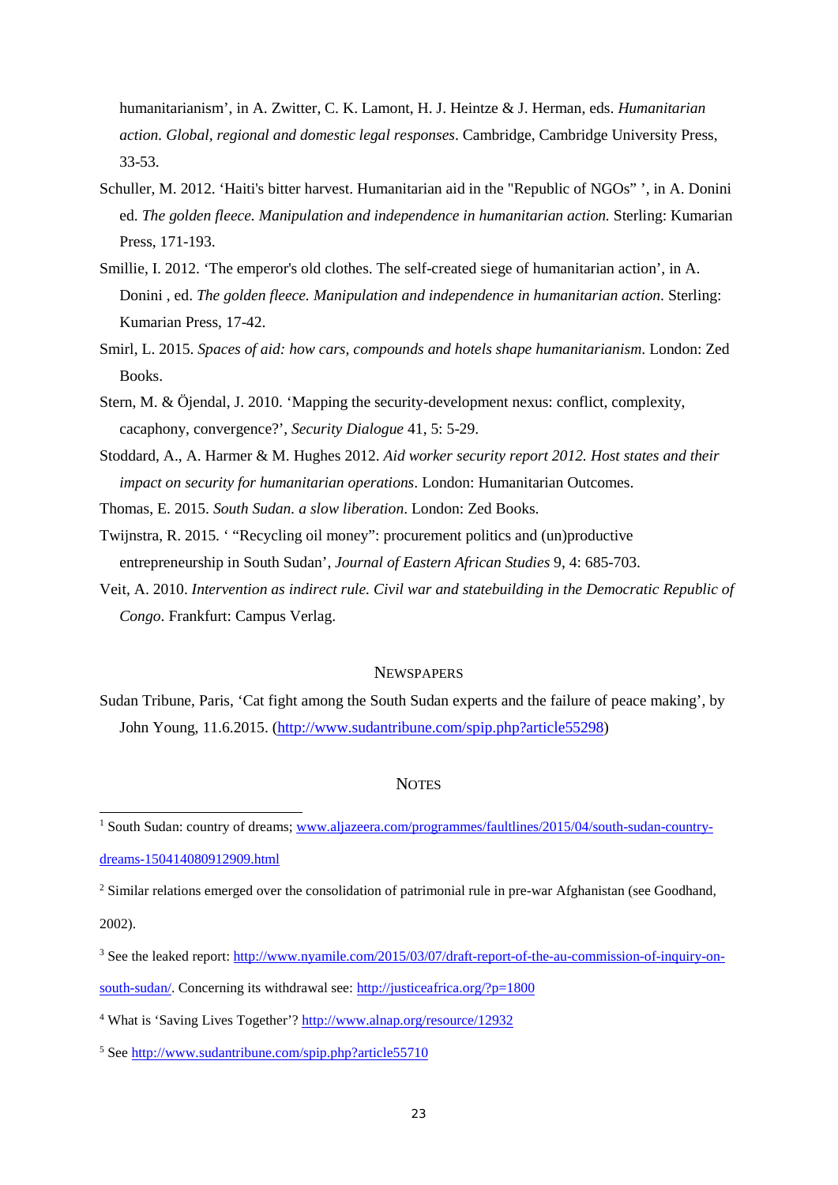humanitarianism', in A. Zwitter, C. K. Lamont, H. J. Heintze & J. Herman, eds. *Humanitarian action. Global, regional and domestic legal responses*. Cambridge, Cambridge University Press, 33-53.

Schuller, M. 2012. 'Haiti's bitter harvest. Humanitarian aid in the "Republic of NGOs" ', in A. Donini ed. *The golden fleece. Manipulation and independence in humanitarian action.* Sterling: Kumarian Press, 171-193.

Smillie, I. 2012. 'The emperor's old clothes. The self-created siege of humanitarian action', in A. Donini , ed. *The golden fleece. Manipulation and independence in humanitarian action*. Sterling: Kumarian Press, 17-42.

Smirl, L. 2015. *Spaces of aid: how cars, compounds and hotels shape humanitarianism*. London: Zed Books.

Stern, M. & Öjendal, J. 2010. 'Mapping the security-development nexus: conflict, complexity, cacaphony, convergence?', *Security Dialogue* 41, 5: 5-29.

Stoddard, A., A. Harmer & M. Hughes 2012. *Aid worker security report 2012. Host states and their impact on security for humanitarian operations*. London: Humanitarian Outcomes.

Thomas, E. 2015. *South Sudan. a slow liberation*. London: Zed Books.

Twijnstra, R. 2015. ' "Recycling oil money": procurement politics and (un)productive entrepreneurship in South Sudan', *Journal of Eastern African Studies* 9, 4: 685-703.

Veit, A. 2010. *Intervention as indirect rule. Civil war and statebuilding in the Democratic Republic of Congo*. Frankfurt: Campus Verlag.

## Newspapers

Sudan Tribune, Paris, 'Cat fight among the South Sudan experts and the failure of peace making', by John Young, 11.6.2015. (http://www.sudantribune.com/spip.php?article55298)

## Notes

[1] South Sudan: country of dreams; www.aljazeera.com/programmes/faultlines/2015/04/south-sudan-country-dreams-150414080912909.html

[2] Similar relations emerged over the consolidation of patrimonial rule in pre-war Afghanistan (see Goodhand, 2002).

[3] See the leaked report: http://www.nyamile.com/2015/03/07/draft-report-of-the-au-commission-of-inquiry-on-south-sudan/. Concerning its withdrawal see: http://justiceafrica.org/?p=1800

[4] What is 'Saving Lives Together'? http://www.alnap.org/resource/12932

[5] See http://www.sudantribune.com/spip.php?article55710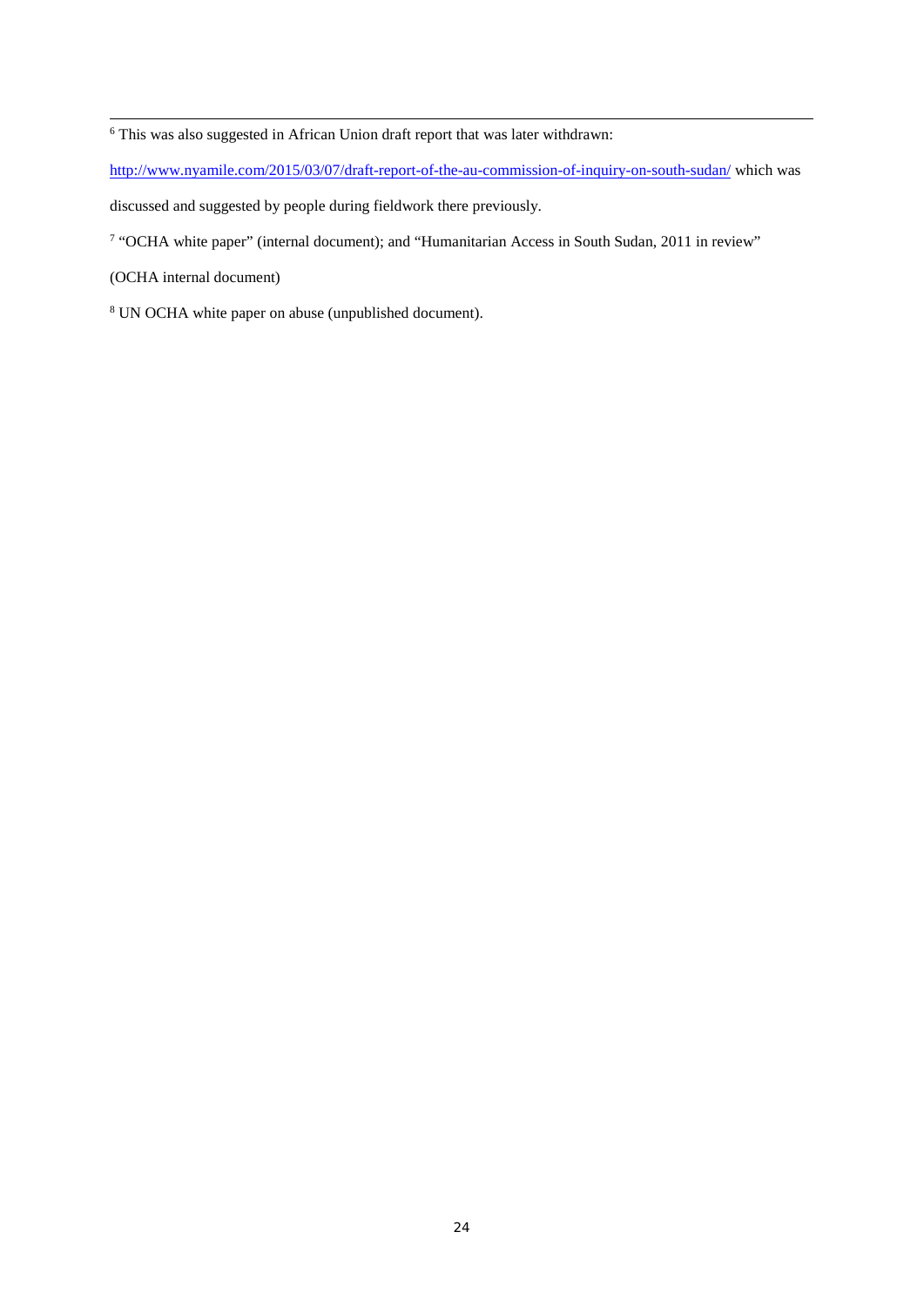[6] This was also suggested in African Union draft report that was later withdrawn: http://www.nyamile.com/2015/03/07/draft-report-of-the-au-commission-of-inquiry-on-south-sudan/ which was discussed and suggested by people during fieldwork there previously.

[7] "OCHA white paper" (internal document); and "Humanitarian Access in South Sudan, 2011 in review" (OCHA internal document)

[8] UN OCHA white paper on abuse (unpublished document).